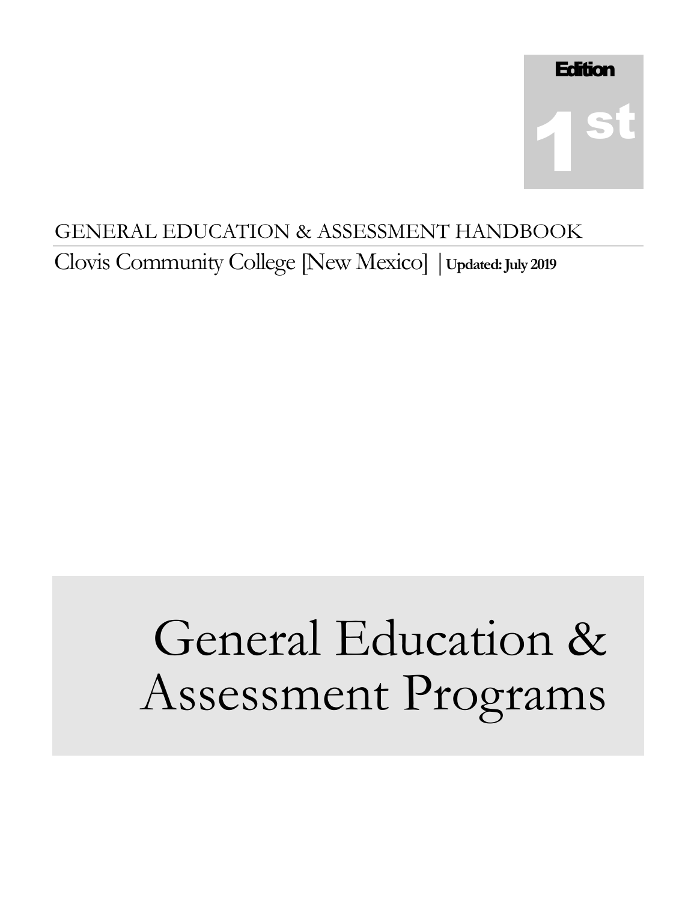Edition

1st

GENERAL EDUCATION & ASSESSMENT HANDBOOK

Clovis Community College [New Mexico] | **Updated: July 2019**

# General Education & Assessment Programs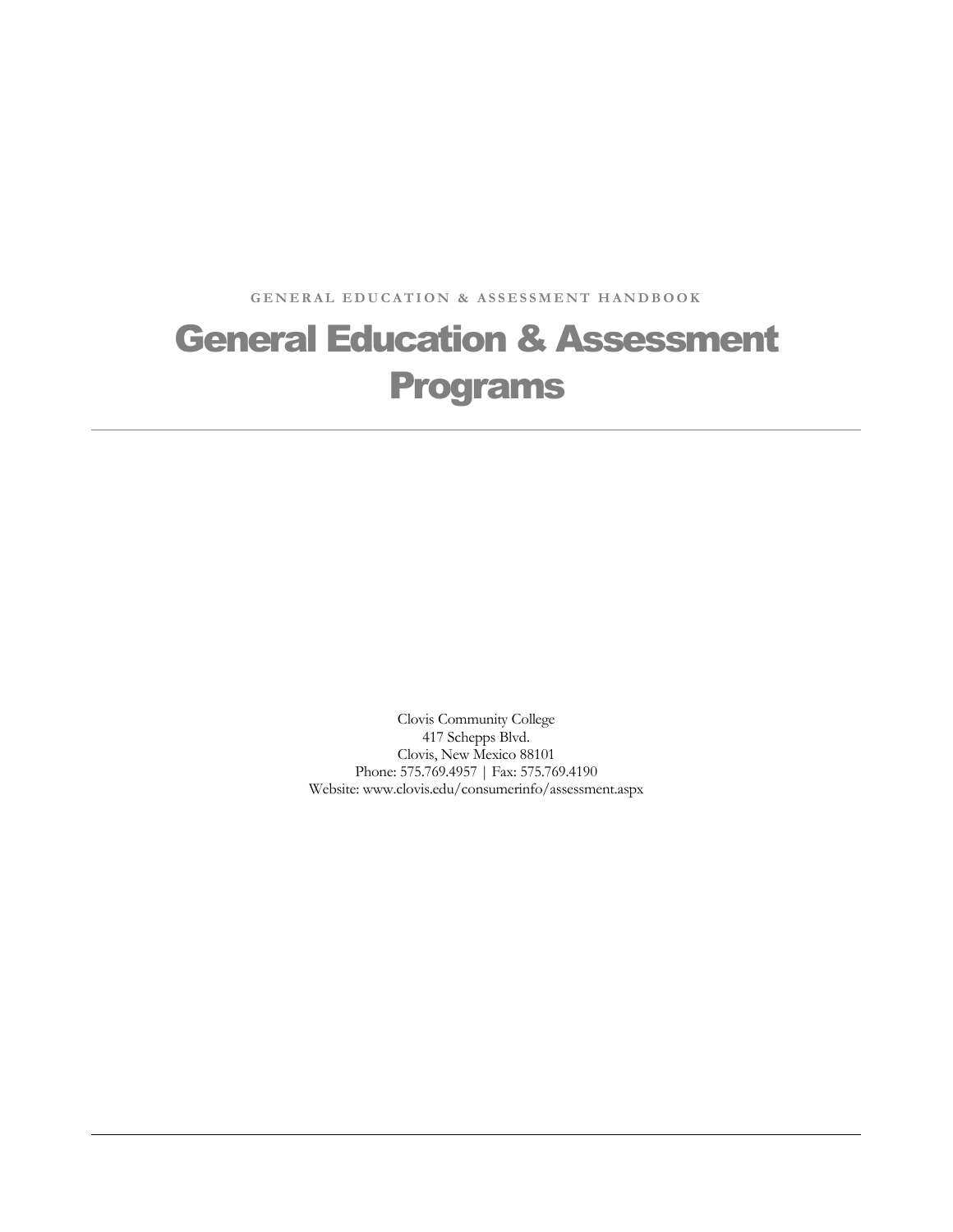GENERAL EDUCATION & ASSESSMENT HANDBOOK

# General Education & Assessment Programs

---

Clovis Community College
417 Schepps Blvd.
Clovis, New Mexico 88101
Phone: 575.769.4957 | Fax: 575.769.4190
Website: www.clovis.edu/consumerinfo/assessment.aspx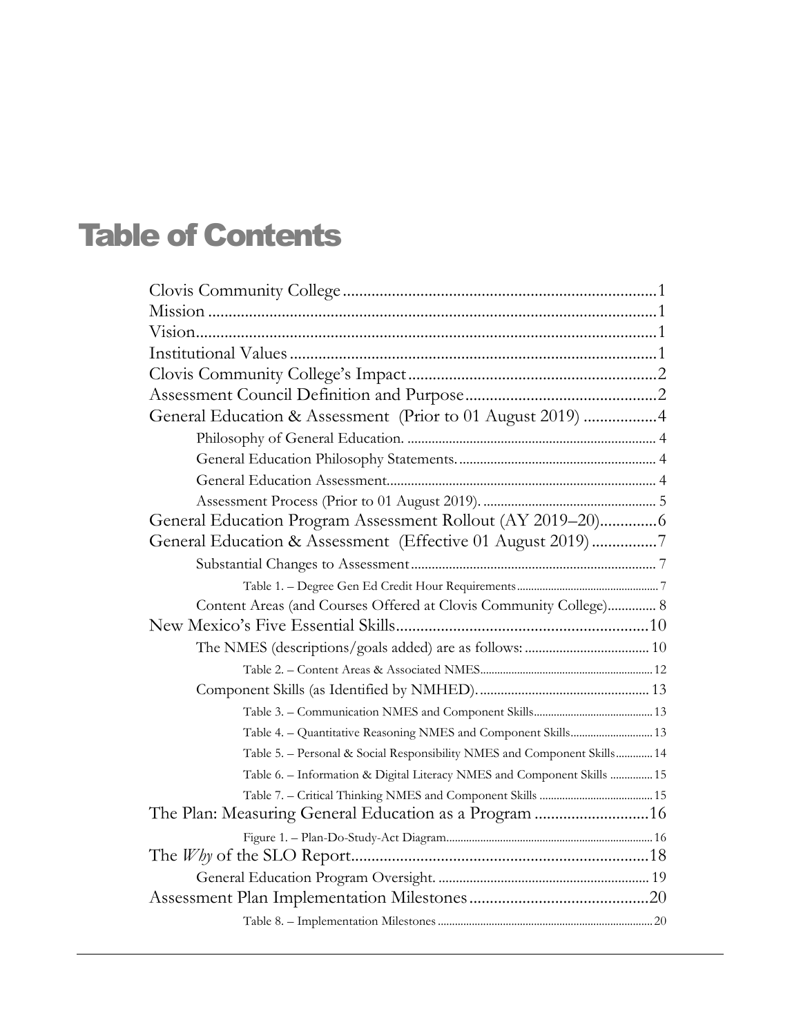# Table of Contents

Clovis Community College ........................................................................ 1
Mission ........................................................................................................ 1
Vision ........................................................................................................... 1
Institutional Values ..................................................................................... 1
Clovis Community College's Impact ........................................................ 2
Assessment Council Definition and Purpose ........................................... 2
General Education & Assessment (Prior to 01 August 2019) ................. 4
- Philosophy of General Education. ........................................................ 4
- General Education Philosophy Statements. .......................................... 4
- General Education Assessment. ............................................................ 4
- Assessment Process (Prior to 01 August 2019). ................................... 5

General Education Program Assessment Rollout (AY 2019–20) ............. 6
General Education & Assessment (Effective 01 August 2019) ................ 7
- Substantial Changes to Assessment ...................................................... 7
  - Table 1. – Degree Gen Ed Credit Hour Requirements ........................ 7
- Content Areas (and Courses Offered at Clovis Community College) .... 8

New Mexico's Five Essential Skills ........................................................... 10
- The NMES (descriptions/goals added) are as follows: ......................... 10
  - Table 2. – Content Areas & Associated NMES .................................. 12
- Component Skills (as Identified by NMHED). ...................................... 13
  - Table 3. – Communication NMES and Component Skills .................. 13
  - Table 4. – Quantitative Reasoning NMES and Component Skills ....... 13
  - Table 5. – Personal & Social Responsibility NMES and Component Skills ....... 14
  - Table 6. – Information & Digital Literacy NMES and Component Skills ....... 15
  - Table 7. – Critical Thinking NMES and Component Skills .................. 15

The Plan: Measuring General Education as a Program ............................. 16
  - Figure 1. – Plan-Do-Study-Act Diagram .............................................. 16

The *Why* of the SLO Report ..................................................................... 18
- General Education Program Oversight. ................................................. 19

Assessment Plan Implementation Milestones ............................................. 20
  - Table 8. – Implementation Milestones ................................................ 20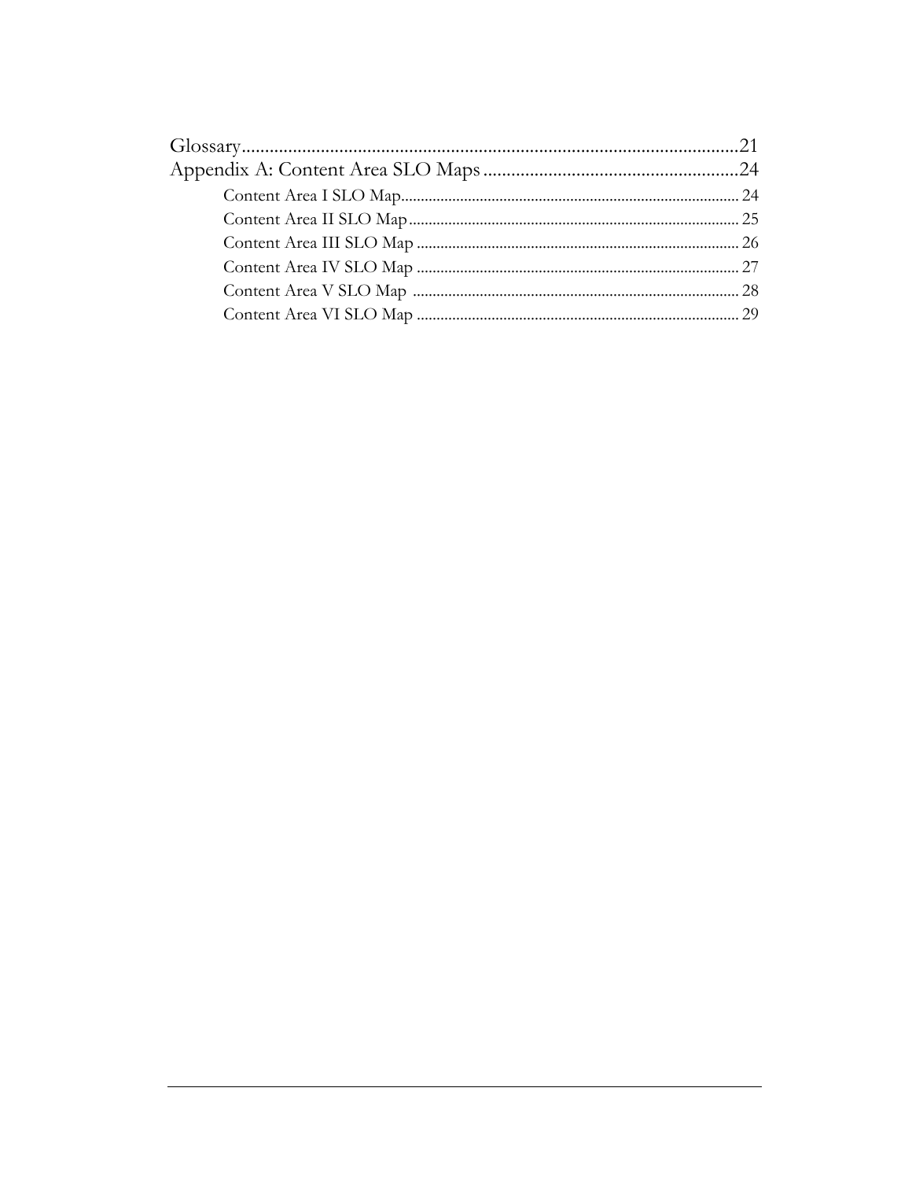Glossary....................................................................................................................21

Appendix A: Content Area SLO Maps........................................................24

- Content Area I SLO Map.................................................................................... 24
- Content Area II SLO Map.................................................................................. 25
- Content Area III SLO Map ................................................................................ 26
- Content Area IV SLO Map ................................................................................ 27
- Content Area V SLO Map ................................................................................. 28
- Content Area VI SLO Map ................................................................................ 29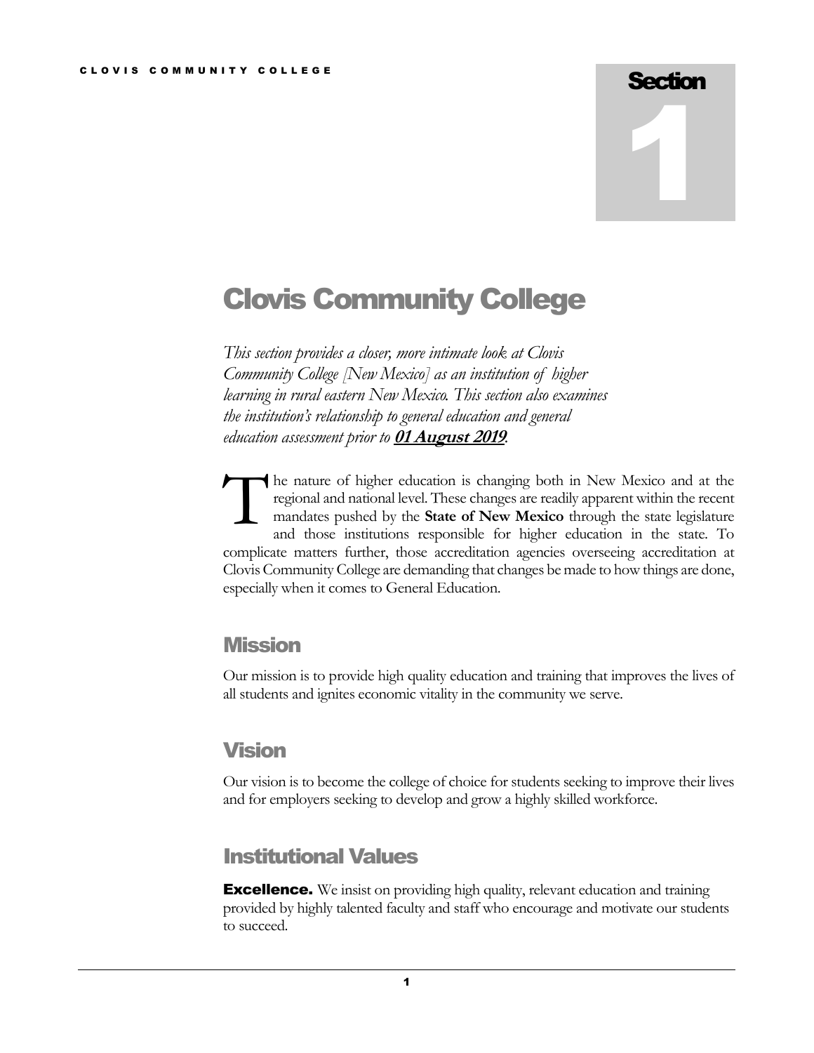# Section 1

# Clovis Community College

*This section provides a closer, more intimate look at Clovis Community College [New Mexico] as an institution of higher learning in rural eastern New Mexico. This section also examines the institution's relationship to general education and general education assessment prior to* ***01 August 2019****.*

The nature of higher education is changing both in New Mexico and at the regional and national level. These changes are readily apparent within the recent mandates pushed by the **State of New Mexico** through the state legislature and those institutions responsible for higher education in the state. To complicate matters further, those accreditation agencies overseeing accreditation at Clovis Community College are demanding that changes be made to how things are done, especially when it comes to General Education.

## Mission

Our mission is to provide high quality education and training that improves the lives of all students and ignites economic vitality in the community we serve.

## Vision

Our vision is to become the college of choice for students seeking to improve their lives and for employers seeking to develop and grow a highly skilled workforce.

## Institutional Values

**Excellence.** We insist on providing high quality, relevant education and training provided by highly talented faculty and staff who encourage and motivate our students to succeed.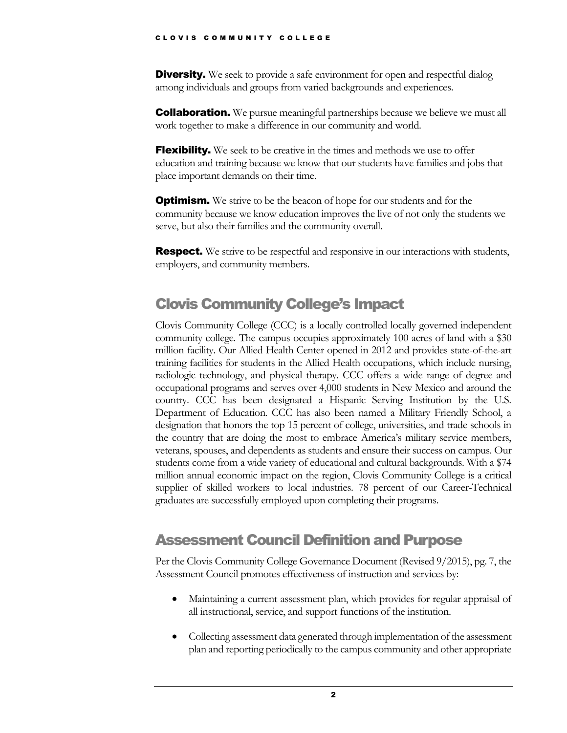**Diversity.** We seek to provide a safe environment for open and respectful dialog among individuals and groups from varied backgrounds and experiences.

**Collaboration.** We pursue meaningful partnerships because we believe we must all work together to make a difference in our community and world.

**Flexibility.** We seek to be creative in the times and methods we use to offer education and training because we know that our students have families and jobs that place important demands on their time.

**Optimism.** We strive to be the beacon of hope for our students and for the community because we know education improves the live of not only the students we serve, but also their families and the community overall.

**Respect.** We strive to be respectful and responsive in our interactions with students, employers, and community members.

## Clovis Community College's Impact

Clovis Community College (CCC) is a locally controlled locally governed independent community college. The campus occupies approximately 100 acres of land with a $30 million facility. Our Allied Health Center opened in 2012 and provides state-of-the-art training facilities for students in the Allied Health occupations, which include nursing, radiologic technology, and physical therapy. CCC offers a wide range of degree and occupational programs and serves over 4,000 students in New Mexico and around the country. CCC has been designated a Hispanic Serving Institution by the U.S. Department of Education. CCC has also been named a Military Friendly School, a designation that honors the top 15 percent of college, universities, and trade schools in the country that are doing the most to embrace America's military service members, veterans, spouses, and dependents as students and ensure their success on campus. Our students come from a wide variety of educational and cultural backgrounds. With a $74 million annual economic impact on the region, Clovis Community College is a critical supplier of skilled workers to local industries. 78 percent of our Career-Technical graduates are successfully employed upon completing their programs.

## Assessment Council Definition and Purpose

Per the Clovis Community College Governance Document (Revised 9/2015), pg. 7, the Assessment Council promotes effectiveness of instruction and services by:

- Maintaining a current assessment plan, which provides for regular appraisal of all instructional, service, and support functions of the institution.
- Collecting assessment data generated through implementation of the assessment plan and reporting periodically to the campus community and other appropriate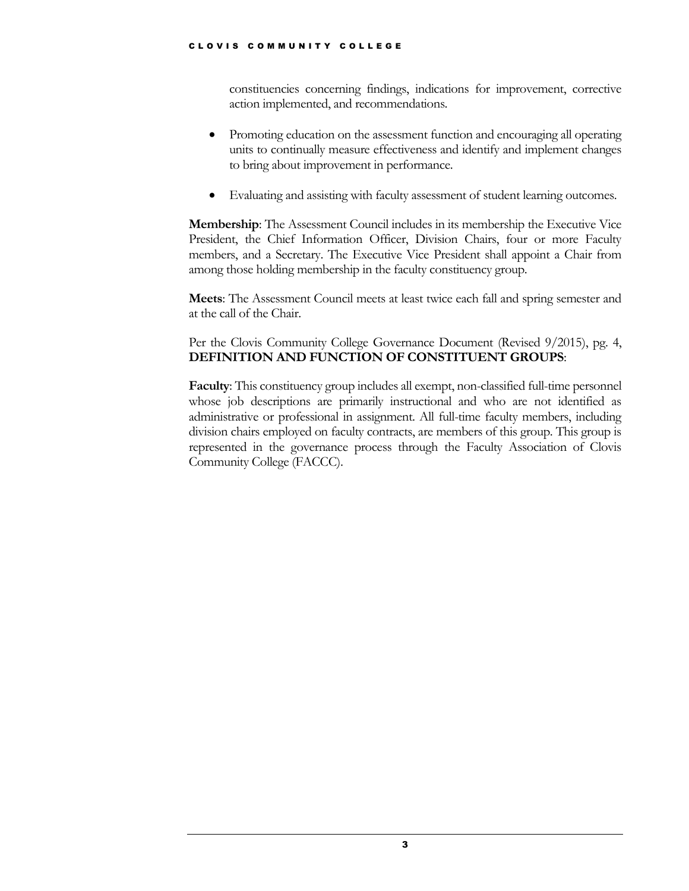constituencies concerning findings, indications for improvement, corrective action implemented, and recommendations.

- Promoting education on the assessment function and encouraging all operating units to continually measure effectiveness and identify and implement changes to bring about improvement in performance.
- Evaluating and assisting with faculty assessment of student learning outcomes.

**Membership**: The Assessment Council includes in its membership the Executive Vice President, the Chief Information Officer, Division Chairs, four or more Faculty members, and a Secretary. The Executive Vice President shall appoint a Chair from among those holding membership in the faculty constituency group.

**Meets**: The Assessment Council meets at least twice each fall and spring semester and at the call of the Chair.

Per the Clovis Community College Governance Document (Revised 9/2015), pg. 4, **DEFINITION AND FUNCTION OF CONSTITUENT GROUPS**:

**Faculty**: This constituency group includes all exempt, non-classified full-time personnel whose job descriptions are primarily instructional and who are not identified as administrative or professional in assignment. All full-time faculty members, including division chairs employed on faculty contracts, are members of this group. This group is represented in the governance process through the Faculty Association of Clovis Community College (FACCC).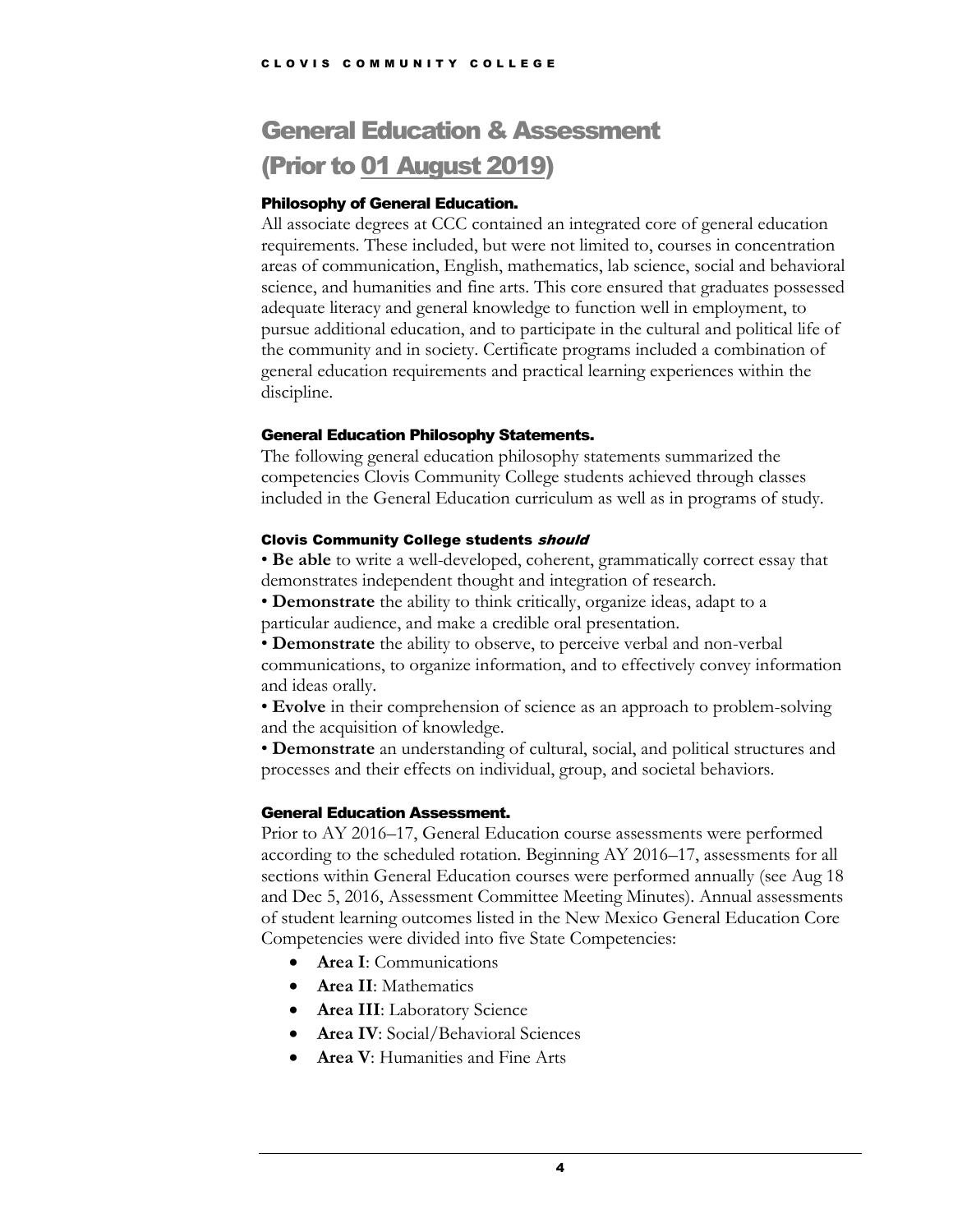# General Education & Assessment (Prior to 01 August 2019)

### Philosophy of General Education.

All associate degrees at CCC contained an integrated core of general education requirements. These included, but were not limited to, courses in concentration areas of communication, English, mathematics, lab science, social and behavioral science, and humanities and fine arts. This core ensured that graduates possessed adequate literacy and general knowledge to function well in employment, to pursue additional education, and to participate in the cultural and political life of the community and in society. Certificate programs included a combination of general education requirements and practical learning experiences within the discipline.

### General Education Philosophy Statements.

The following general education philosophy statements summarized the competencies Clovis Community College students achieved through classes included in the General Education curriculum as well as in programs of study.

#### Clovis Community College students *should*

• **Be able** to write a well-developed, coherent, grammatically correct essay that demonstrates independent thought and integration of research.

• **Demonstrate** the ability to think critically, organize ideas, adapt to a particular audience, and make a credible oral presentation.

• **Demonstrate** the ability to observe, to perceive verbal and non-verbal communications, to organize information, and to effectively convey information and ideas orally.

• **Evolve** in their comprehension of science as an approach to problem-solving and the acquisition of knowledge.

• **Demonstrate** an understanding of cultural, social, and political structures and processes and their effects on individual, group, and societal behaviors.

### General Education Assessment.

Prior to AY 2016–17, General Education course assessments were performed according to the scheduled rotation. Beginning AY 2016–17, assessments for all sections within General Education courses were performed annually (see Aug 18 and Dec 5, 2016, Assessment Committee Meeting Minutes). Annual assessments of student learning outcomes listed in the New Mexico General Education Core Competencies were divided into five State Competencies:

- **Area I**: Communications
- **Area II**: Mathematics
- **Area III**: Laboratory Science
- **Area IV**: Social/Behavioral Sciences
- **Area V**: Humanities and Fine Arts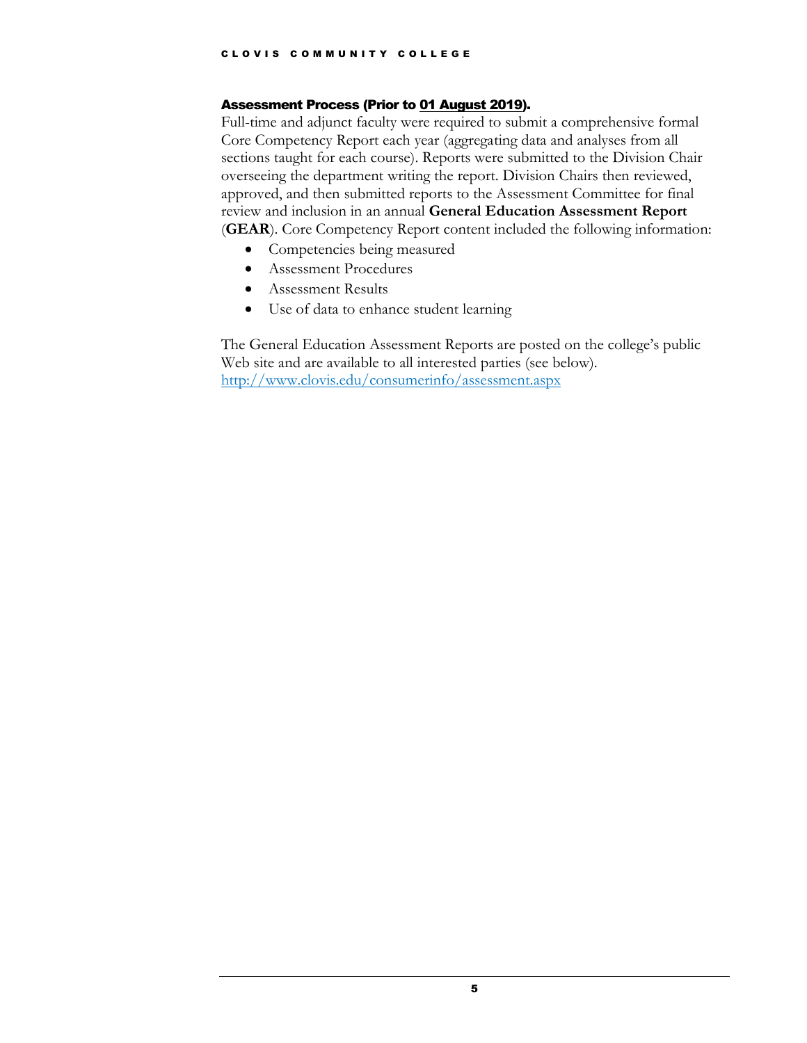### Assessment Process (Prior to 01 August 2019).

Full-time and adjunct faculty were required to submit a comprehensive formal Core Competency Report each year (aggregating data and analyses from all sections taught for each course). Reports were submitted to the Division Chair overseeing the department writing the report. Division Chairs then reviewed, approved, and then submitted reports to the Assessment Committee for final review and inclusion in an annual **General Education Assessment Report** (**GEAR**). Core Competency Report content included the following information:

- Competencies being measured
- Assessment Procedures
- Assessment Results
- Use of data to enhance student learning

The General Education Assessment Reports are posted on the college's public Web site and are available to all interested parties (see below). http://www.clovis.edu/consumerinfo/assessment.aspx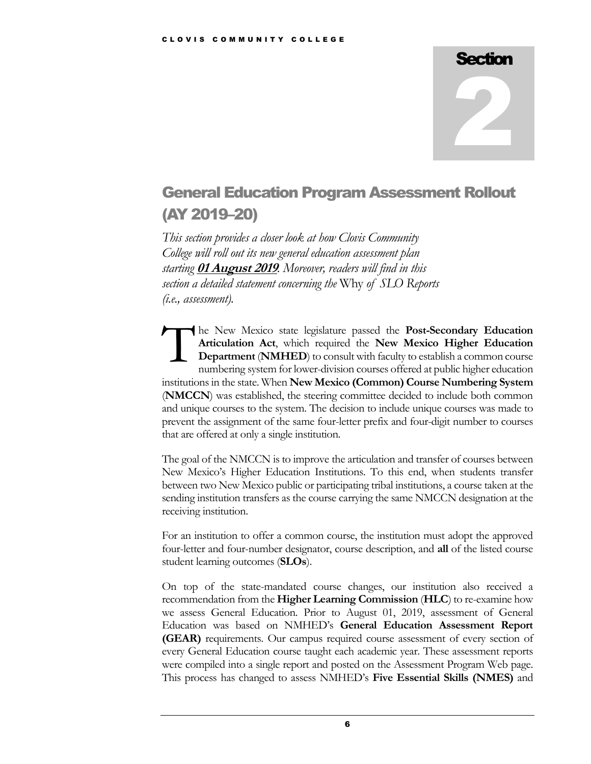# Section 2

## General Education Program Assessment Rollout (AY 2019–20)

*This section provides a closer look at how Clovis Community College will roll out its new general education assessment plan starting* ***01 August 2019****. Moreover, readers will find in this section a detailed statement concerning the* Why *of SLO Reports (i.e., assessment).*

The New Mexico state legislature passed the **Post-Secondary Education Articulation Act**, which required the **New Mexico Higher Education Department** (**NMHED**) to consult with faculty to establish a common course numbering system for lower-division courses offered at public higher education institutions in the state. When **New Mexico (Common) Course Numbering System** (**NMCCN**) was established, the steering committee decided to include both common and unique courses to the system. The decision to include unique courses was made to prevent the assignment of the same four-letter prefix and four-digit number to courses that are offered at only a single institution.

The goal of the NMCCN is to improve the articulation and transfer of courses between New Mexico's Higher Education Institutions. To this end, when students transfer between two New Mexico public or participating tribal institutions, a course taken at the sending institution transfers as the course carrying the same NMCCN designation at the receiving institution.

For an institution to offer a common course, the institution must adopt the approved four-letter and four-number designator, course description, and **all** of the listed course student learning outcomes (**SLOs**).

On top of the state-mandated course changes, our institution also received a recommendation from the **Higher Learning Commission** (**HLC**) to re-examine how we assess General Education. Prior to August 01, 2019, assessment of General Education was based on NMHED's **General Education Assessment Report (GEAR)** requirements. Our campus required course assessment of every section of every General Education course taught each academic year. These assessment reports were compiled into a single report and posted on the Assessment Program Web page. This process has changed to assess NMHED's **Five Essential Skills (NMES)** and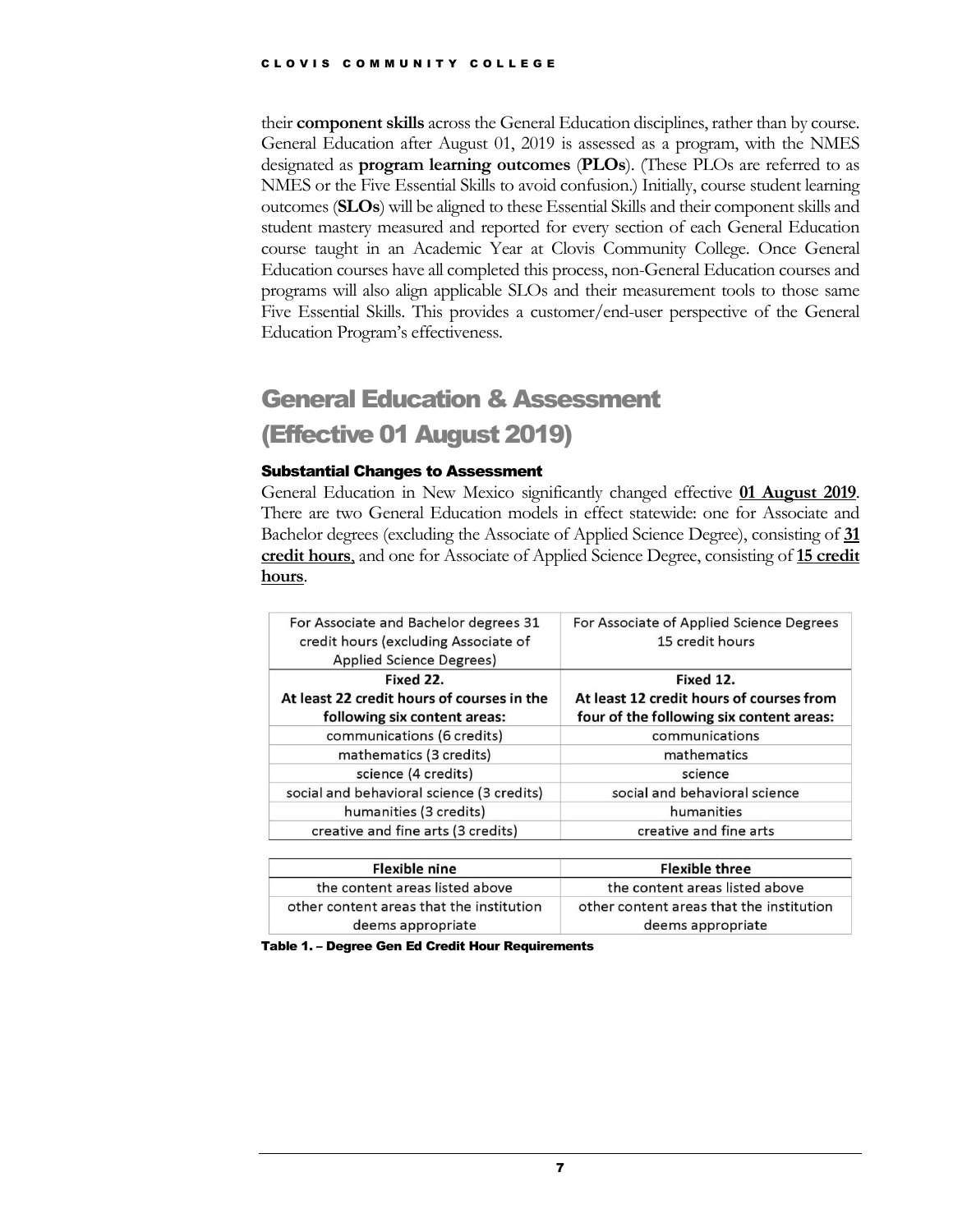their **component skills** across the General Education disciplines, rather than by course. General Education after August 01, 2019 is assessed as a program, with the NMES designated as **program learning outcomes** (**PLOs**). (These PLOs are referred to as NMES or the Five Essential Skills to avoid confusion.) Initially, course student learning outcomes (**SLOs**) will be aligned to these Essential Skills and their component skills and student mastery measured and reported for every section of each General Education course taught in an Academic Year at Clovis Community College. Once General Education courses have all completed this process, non-General Education courses and programs will also align applicable SLOs and their measurement tools to those same Five Essential Skills. This provides a customer/end-user perspective of the General Education Program's effectiveness.

## General Education & Assessment (Effective 01 August 2019)

### Substantial Changes to Assessment

General Education in New Mexico significantly changed effective **01 August 2019**. There are two General Education models in effect statewide: one for Associate and Bachelor degrees (excluding the Associate of Applied Science Degree), consisting of **31 credit hours**, and one for Associate of Applied Science Degree, consisting of **15 credit hours**.

| For Associate and Bachelor degrees 31 credit hours (excluding Associate of Applied Science Degrees) | For Associate of Applied Science Degrees 15 credit hours |
|---|---|
| **Fixed 22. At least 22 credit hours of courses in the following six content areas:** | **Fixed 12. At least 12 credit hours of courses from four of the following six content areas:** |
| communications (6 credits) | communications |
| mathematics (3 credits) | mathematics |
| science (4 credits) | science |
| social and behavioral science (3 credits) | social and behavioral science |
| humanities (3 credits) | humanities |
| creative and fine arts (3 credits) | creative and fine arts |
| **Flexible nine** | **Flexible three** |
| the content areas listed above | the content areas listed above |
| other content areas that the institution deems appropriate | other content areas that the institution deems appropriate |

**Table 1. – Degree Gen Ed Credit Hour Requirements**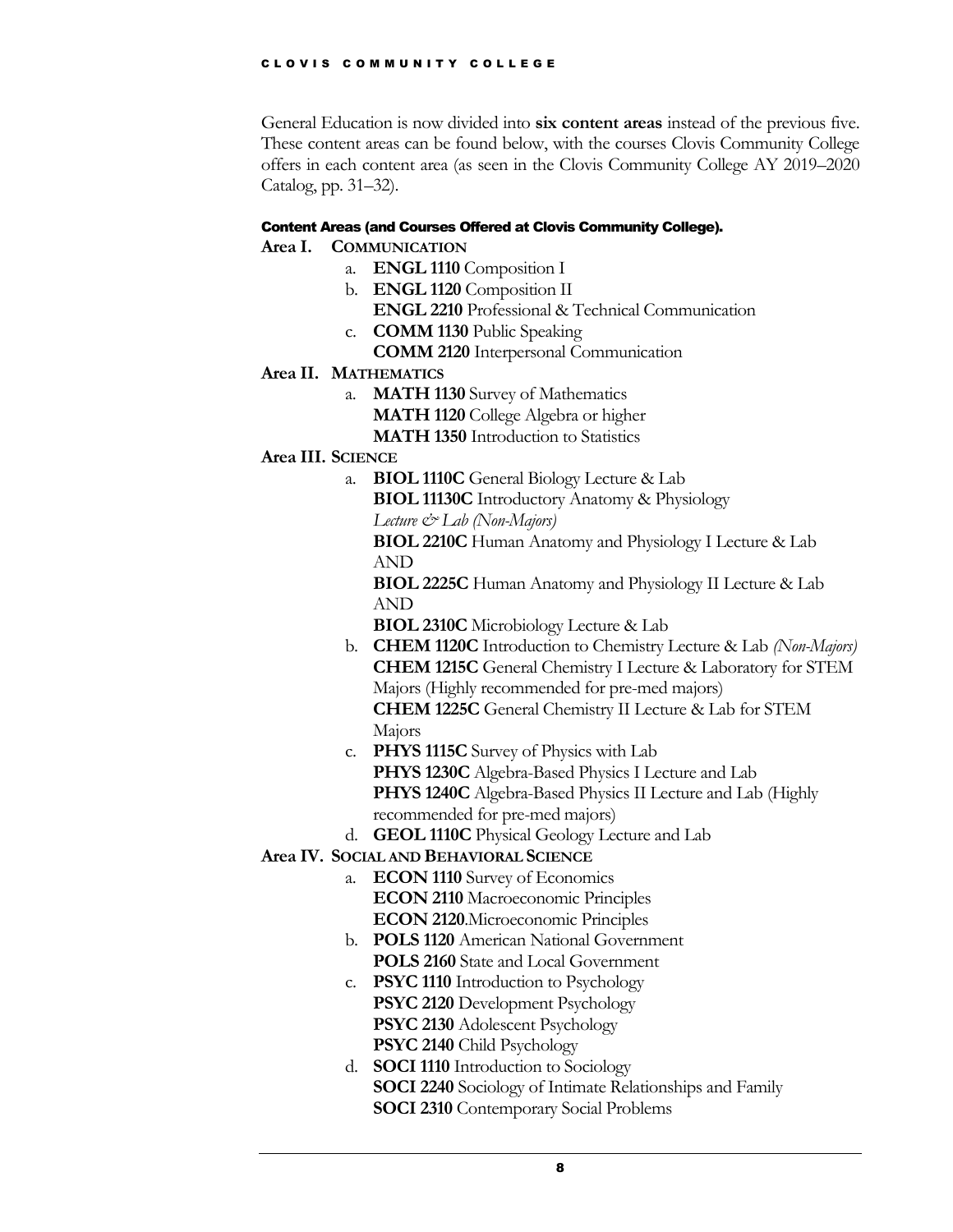General Education is now divided into **six content areas** instead of the previous five. These content areas can be found below, with the courses Clovis Community College offers in each content area (as seen in the Clovis Community College AY 2019–2020 Catalog, pp. 31–32).

#### Content Areas (and Courses Offered at Clovis Community College).

**Area I. COMMUNICATION**

- a. **ENGL 1110** Composition I
- b. **ENGL 1120** Composition II
  **ENGL 2210** Professional & Technical Communication
- c. **COMM 1130** Public Speaking
  **COMM 2120** Interpersonal Communication

**Area II. MATHEMATICS**

- a. **MATH 1130** Survey of Mathematics
  **MATH 1120** College Algebra or higher
  **MATH 1350** Introduction to Statistics

**Area III. SCIENCE**

- a. **BIOL 1110C** General Biology Lecture & Lab
  **BIOL 11130C** Introductory Anatomy & Physiology *Lecture & Lab (Non-Majors)*
  **BIOL 2210C** Human Anatomy and Physiology I Lecture & Lab
  AND
  **BIOL 2225C** Human Anatomy and Physiology II Lecture & Lab
  AND
  **BIOL 2310C** Microbiology Lecture & Lab
- b. **CHEM 1120C** Introduction to Chemistry Lecture & Lab *(Non-Majors)*
  **CHEM 1215C** General Chemistry I Lecture & Laboratory for STEM Majors (Highly recommended for pre-med majors)
  **CHEM 1225C** General Chemistry II Lecture & Lab for STEM Majors
- c. **PHYS 1115C** Survey of Physics with Lab
  **PHYS 1230C** Algebra-Based Physics I Lecture and Lab
  **PHYS 1240C** Algebra-Based Physics II Lecture and Lab (Highly recommended for pre-med majors)
- d. **GEOL 1110C** Physical Geology Lecture and Lab

**Area IV. SOCIAL AND BEHAVIORAL SCIENCE**

- a. **ECON 1110** Survey of Economics
  **ECON 2110** Macroeconomic Principles
  **ECON 2120**.Microeconomic Principles
- b. **POLS 1120** American National Government
  **POLS 2160** State and Local Government
- c. **PSYC 1110** Introduction to Psychology
  **PSYC 2120** Development Psychology
  **PSYC 2130** Adolescent Psychology
  **PSYC 2140** Child Psychology
- d. **SOCI 1110** Introduction to Sociology
  **SOCI 2240** Sociology of Intimate Relationships and Family
  **SOCI 2310** Contemporary Social Problems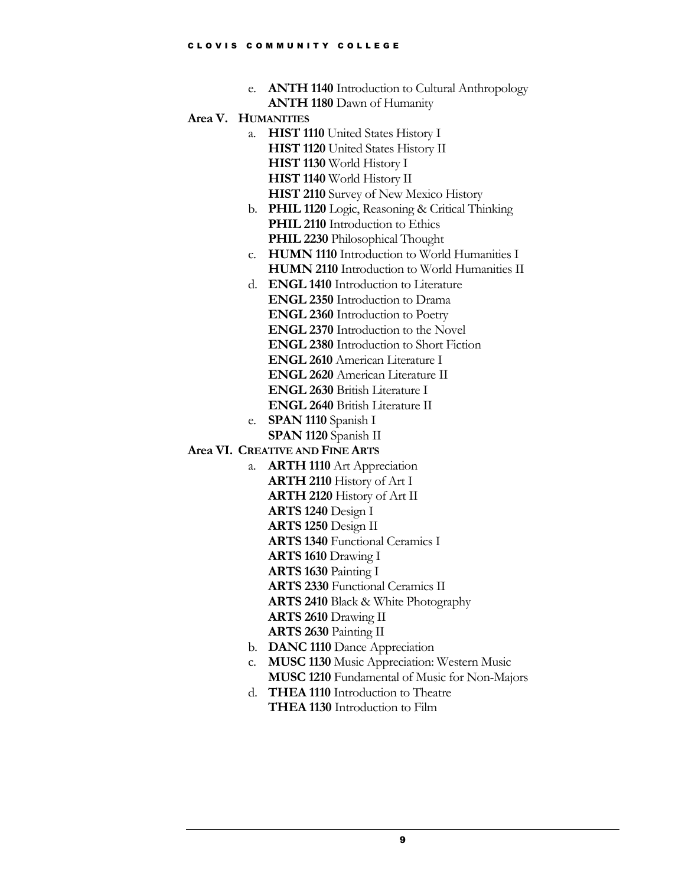e. **ANTH 1140** Introduction to Cultural Anthropology
 **ANTH 1180** Dawn of Humanity

**Area V. HUMANITIES**

a. **HIST 1110** United States History I
 **HIST 1120** United States History II
 **HIST 1130** World History I
 **HIST 1140** World History II
 **HIST 2110** Survey of New Mexico History

b. **PHIL 1120** Logic, Reasoning & Critical Thinking
 **PHIL 2110** Introduction to Ethics
 **PHIL 2230** Philosophical Thought

c. **HUMN 1110** Introduction to World Humanities I
 **HUMN 2110** Introduction to World Humanities II

d. **ENGL 1410** Introduction to Literature
 **ENGL 2350** Introduction to Drama
 **ENGL 2360** Introduction to Poetry
 **ENGL 2370** Introduction to the Novel
 **ENGL 2380** Introduction to Short Fiction
 **ENGL 2610** American Literature I
 **ENGL 2620** American Literature II
 **ENGL 2630** British Literature I
 **ENGL 2640** British Literature II

e. **SPAN 1110** Spanish I
 **SPAN 1120** Spanish II

**Area VI. CREATIVE AND FINE ARTS**

a. **ARTH 1110** Art Appreciation
 **ARTH 2110** History of Art I
 **ARTH 2120** History of Art II
 **ARTS 1240** Design I
 **ARTS 1250** Design II
 **ARTS 1340** Functional Ceramics I
 **ARTS 1610** Drawing I
 **ARTS 1630** Painting I
 **ARTS 2330** Functional Ceramics II
 **ARTS 2410** Black & White Photography
 **ARTS 2610** Drawing II
 **ARTS 2630** Painting II

b. **DANC 1110** Dance Appreciation

c. **MUSC 1130** Music Appreciation: Western Music
 **MUSC 1210** Fundamental of Music for Non-Majors

d. **THEA 1110** Introduction to Theatre
 **THEA 1130** Introduction to Film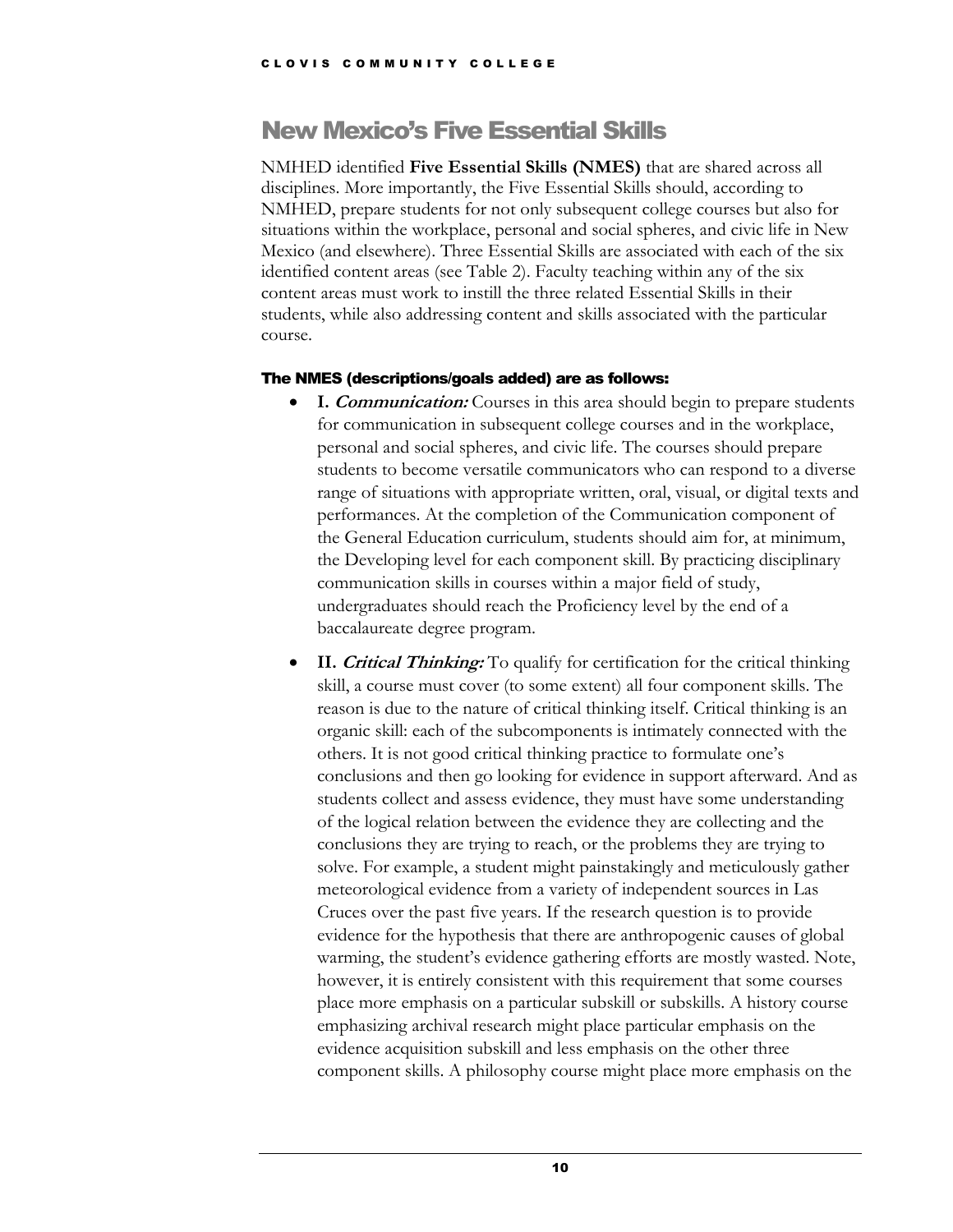## New Mexico's Five Essential Skills

NMHED identified **Five Essential Skills (NMES)** that are shared across all disciplines. More importantly, the Five Essential Skills should, according to NMHED, prepare students for not only subsequent college courses but also for situations within the workplace, personal and social spheres, and civic life in New Mexico (and elsewhere). Three Essential Skills are associated with each of the six identified content areas (see Table 2). Faculty teaching within any of the six content areas must work to instill the three related Essential Skills in their students, while also addressing content and skills associated with the particular course.

#### The NMES (descriptions/goals added) are as follows:

- **I. *Communication:*** Courses in this area should begin to prepare students for communication in subsequent college courses and in the workplace, personal and social spheres, and civic life. The courses should prepare students to become versatile communicators who can respond to a diverse range of situations with appropriate written, oral, visual, or digital texts and performances. At the completion of the Communication component of the General Education curriculum, students should aim for, at minimum, the Developing level for each component skill. By practicing disciplinary communication skills in courses within a major field of study, undergraduates should reach the Proficiency level by the end of a baccalaureate degree program.
- **II. *Critical Thinking:*** To qualify for certification for the critical thinking skill, a course must cover (to some extent) all four component skills. The reason is due to the nature of critical thinking itself. Critical thinking is an organic skill: each of the subcomponents is intimately connected with the others. It is not good critical thinking practice to formulate one's conclusions and then go looking for evidence in support afterward. And as students collect and assess evidence, they must have some understanding of the logical relation between the evidence they are collecting and the conclusions they are trying to reach, or the problems they are trying to solve. For example, a student might painstakingly and meticulously gather meteorological evidence from a variety of independent sources in Las Cruces over the past five years. If the research question is to provide evidence for the hypothesis that there are anthropogenic causes of global warming, the student's evidence gathering efforts are mostly wasted. Note, however, it is entirely consistent with this requirement that some courses place more emphasis on a particular subskill or subskills. A history course emphasizing archival research might place particular emphasis on the evidence acquisition subskill and less emphasis on the other three component skills. A philosophy course might place more emphasis on the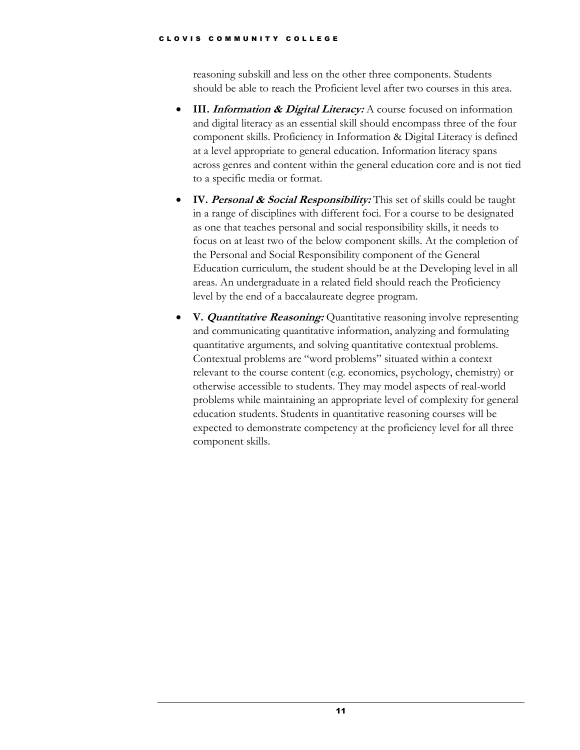reasoning subskill and less on the other three components. Students should be able to reach the Proficient level after two courses in this area.

- **III. *Information & Digital Literacy:*** A course focused on information and digital literacy as an essential skill should encompass three of the four component skills. Proficiency in Information & Digital Literacy is defined at a level appropriate to general education. Information literacy spans across genres and content within the general education core and is not tied to a specific media or format.
- **IV. *Personal & Social Responsibility:*** This set of skills could be taught in a range of disciplines with different foci. For a course to be designated as one that teaches personal and social responsibility skills, it needs to focus on at least two of the below component skills. At the completion of the Personal and Social Responsibility component of the General Education curriculum, the student should be at the Developing level in all areas. An undergraduate in a related field should reach the Proficiency level by the end of a baccalaureate degree program.
- **V. *Quantitative Reasoning:*** Quantitative reasoning involve representing and communicating quantitative information, analyzing and formulating quantitative arguments, and solving quantitative contextual problems. Contextual problems are "word problems" situated within a context relevant to the course content (e.g. economics, psychology, chemistry) or otherwise accessible to students. They may model aspects of real-world problems while maintaining an appropriate level of complexity for general education students. Students in quantitative reasoning courses will be expected to demonstrate competency at the proficiency level for all three component skills.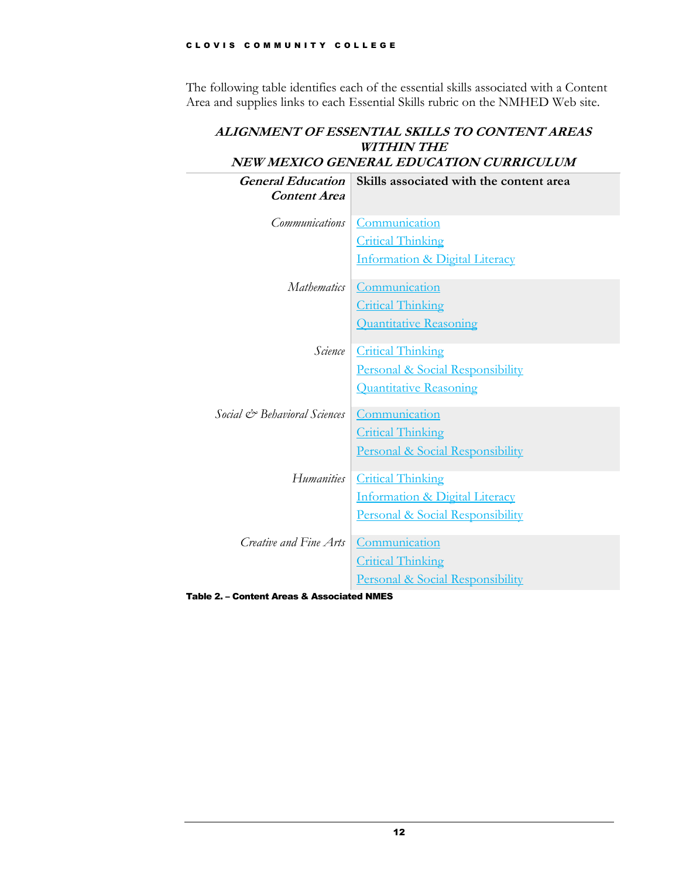The following table identifies each of the essential skills associated with a Content Area and supplies links to each Essential Skills rubric on the NMHED Web site.

### *ALIGNMENT OF ESSENTIAL SKILLS TO CONTENT AREAS WITHIN THE NEW MEXICO GENERAL EDUCATION CURRICULUM*

| ***General Education Content Area*** | **Skills associated with the content area** |
|---|---|
| *Communications* | Communication<br>Critical Thinking<br>Information & Digital Literacy |
| *Mathematics* | Communication<br>Critical Thinking<br>Quantitative Reasoning |
| *Science* | Critical Thinking<br>Personal & Social Responsibility<br>Quantitative Reasoning |
| *Social & Behavioral Sciences* | Communication<br>Critical Thinking<br>Personal & Social Responsibility |
| *Humanities* | Critical Thinking<br>Information & Digital Literacy<br>Personal & Social Responsibility |
| *Creative and Fine Arts* | Communication<br>Critical Thinking<br>Personal & Social Responsibility |

**Table 2. – Content Areas & Associated NMES**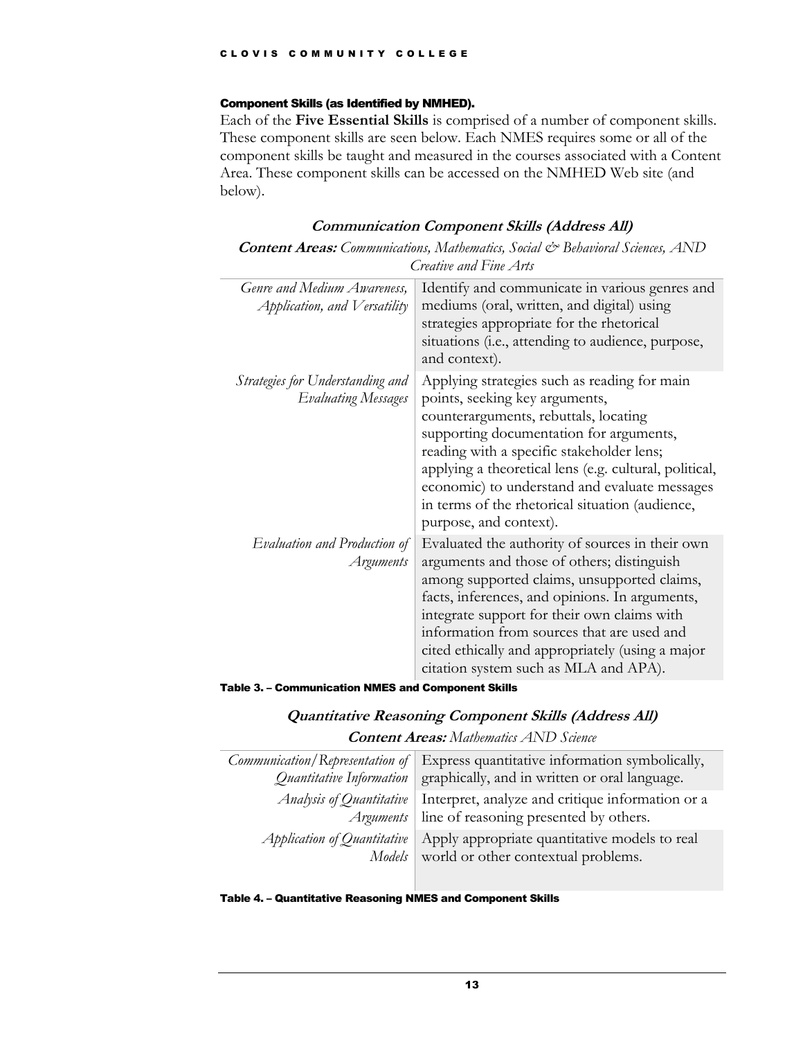### Component Skills (as Identified by NMHED).

Each of the **Five Essential Skills** is comprised of a number of component skills. These component skills are seen below. Each NMES requires some or all of the component skills be taught and measured in the courses associated with a Content Area. These component skills can be accessed on the NMHED Web site (and below).

#### *Communication Component Skills (Address All)*

***Content Areas:*** *Communications, Mathematics, Social & Behavioral Sciences, AND Creative and Fine Arts*

| | |
|---|---|
| *Genre and Medium Awareness, Application, and Versatility* | Identify and communicate in various genres and mediums (oral, written, and digital) using strategies appropriate for the rhetorical situations (i.e., attending to audience, purpose, and context). |
| *Strategies for Understanding and Evaluating Messages* | Applying strategies such as reading for main points, seeking key arguments, counterarguments, rebuttals, locating supporting documentation for arguments, reading with a specific stakeholder lens; applying a theoretical lens (e.g. cultural, political, economic) to understand and evaluate messages in terms of the rhetorical situation (audience, purpose, and context). |
| *Evaluation and Production of Arguments* | Evaluated the authority of sources in their own arguments and those of others; distinguish among supported claims, unsupported claims, facts, inferences, and opinions. In arguments, integrate support for their own claims with information from sources that are used and cited ethically and appropriately (using a major citation system such as MLA and APA). |

**Table 3. – Communication NMES and Component Skills**

#### *Quantitative Reasoning Component Skills (Address All)*

***Content Areas:*** *Mathematics AND Science*

| | |
|---|---|
| *Communication/Representation of Quantitative Information* | Express quantitative information symbolically, graphically, and in written or oral language. |
| *Analysis of Quantitative Arguments* | Interpret, analyze and critique information or a line of reasoning presented by others. |
| *Application of Quantitative Models* | Apply appropriate quantitative models to real world or other contextual problems. |

**Table 4. – Quantitative Reasoning NMES and Component Skills**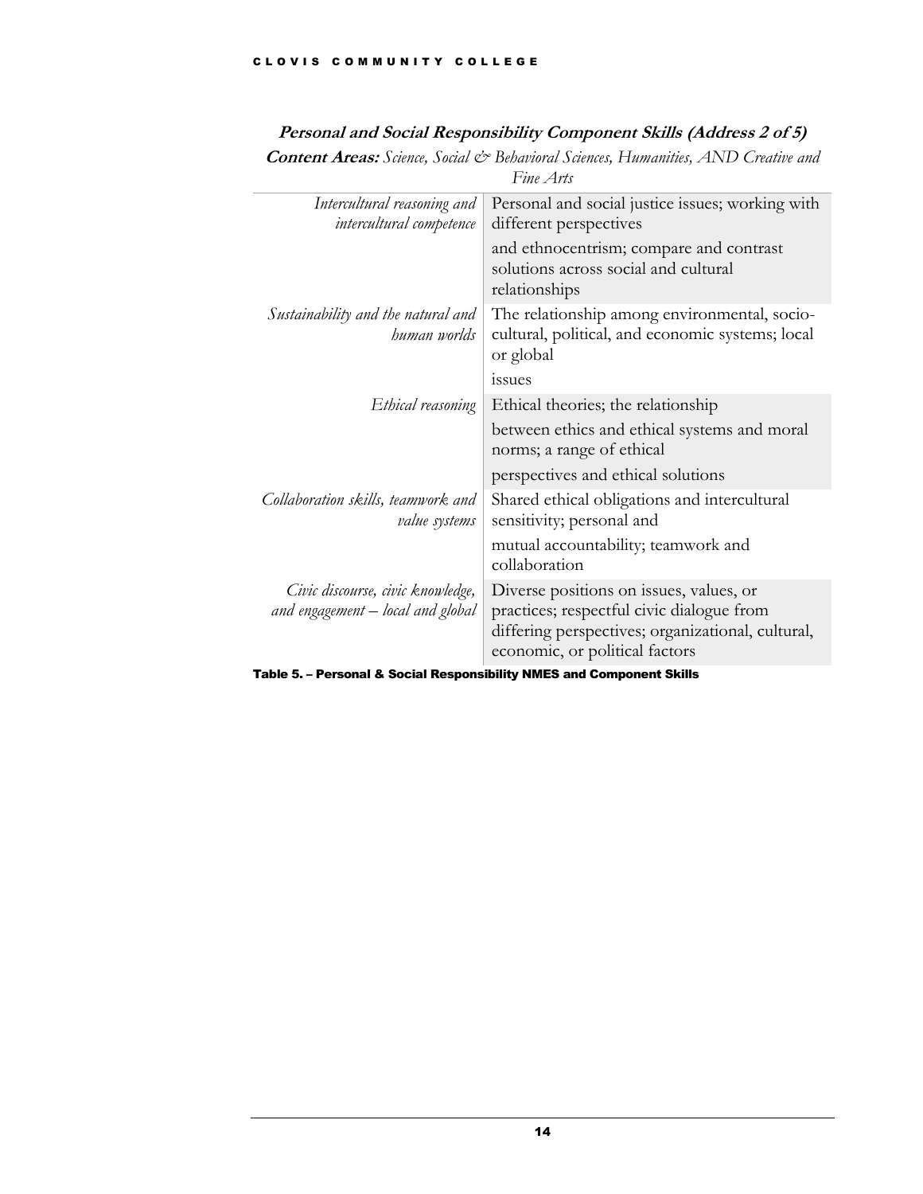**Personal and Social Responsibility Component Skills (Address 2 of 5)**

***Content Areas:*** *Science, Social & Behavioral Sciences, Humanities, AND Creative and Fine Arts*

| | |
|---|---|
| *Intercultural reasoning and intercultural competence* | Personal and social justice issues; working with different perspectives and ethnocentrism; compare and contrast solutions across social and cultural relationships |
| *Sustainability and the natural and human worlds* | The relationship among environmental, socio-cultural, political, and economic systems; local or global issues |
| *Ethical reasoning* | Ethical theories; the relationship between ethics and ethical systems and moral norms; a range of ethical perspectives and ethical solutions |
| *Collaboration skills, teamwork and value systems* | Shared ethical obligations and intercultural sensitivity; personal and mutual accountability; teamwork and collaboration |
| *Civic discourse, civic knowledge, and engagement – local and global* | Diverse positions on issues, values, or practices; respectful civic dialogue from differing perspectives; organizational, cultural, economic, or political factors |

**Table 5. – Personal & Social Responsibility NMES and Component Skills**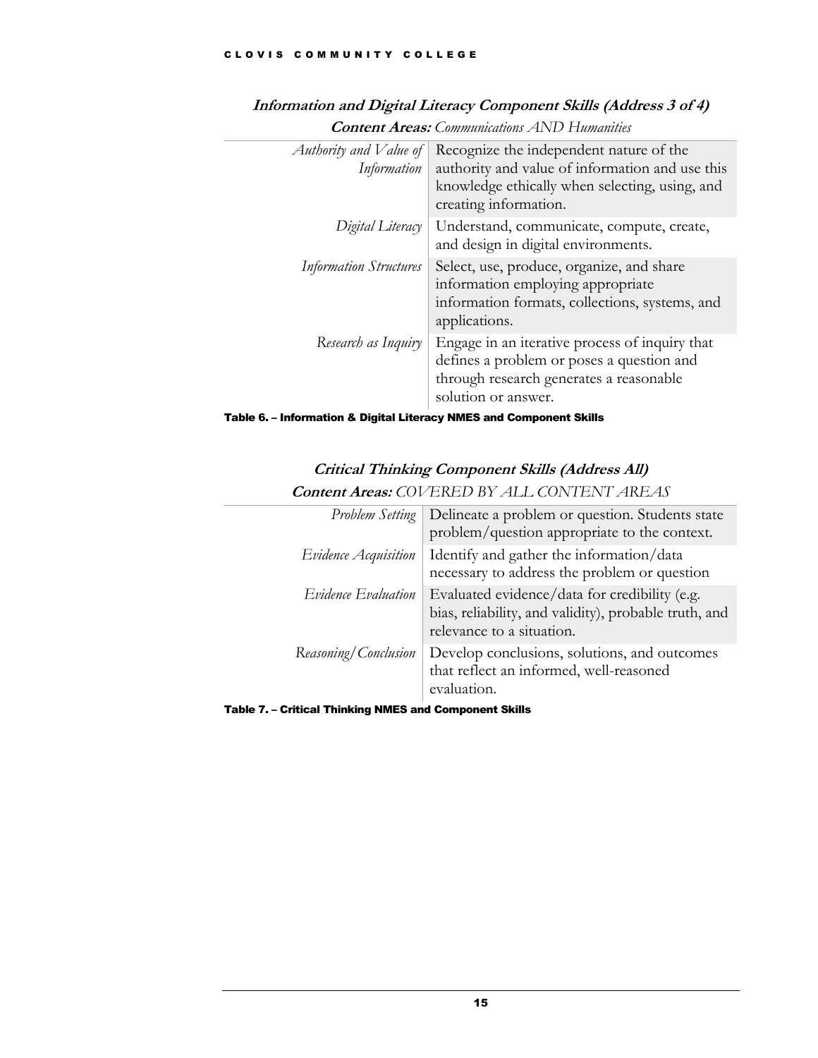**_Information and Digital Literacy Component Skills (Address 3 of 4)_**

**_Content Areas:_** _Communications AND Humanities_

| | |
|---|---|
| _Authority and Value of Information_ | Recognize the independent nature of the authority and value of information and use this knowledge ethically when selecting, using, and creating information. |
| _Digital Literacy_ | Understand, communicate, compute, create, and design in digital environments. |
| _Information Structures_ | Select, use, produce, organize, and share information employing appropriate information formats, collections, systems, and applications. |
| _Research as Inquiry_ | Engage in an iterative process of inquiry that defines a problem or poses a question and through research generates a reasonable solution or answer. |

**Table 6. – Information & Digital Literacy NMES and Component Skills**

**_Critical Thinking Component Skills (Address All)_**

**_Content Areas:_** _COVERED BY ALL CONTENT AREAS_

| | |
|---|---|
| _Problem Setting_ | Delineate a problem or question. Students state problem/question appropriate to the context. |
| _Evidence Acquisition_ | Identify and gather the information/data necessary to address the problem or question |
| _Evidence Evaluation_ | Evaluated evidence/data for credibility (e.g. bias, reliability, and validity), probable truth, and relevance to a situation. |
| _Reasoning/Conclusion_ | Develop conclusions, solutions, and outcomes that reflect an informed, well-reasoned evaluation. |

**Table 7. – Critical Thinking NMES and Component Skills**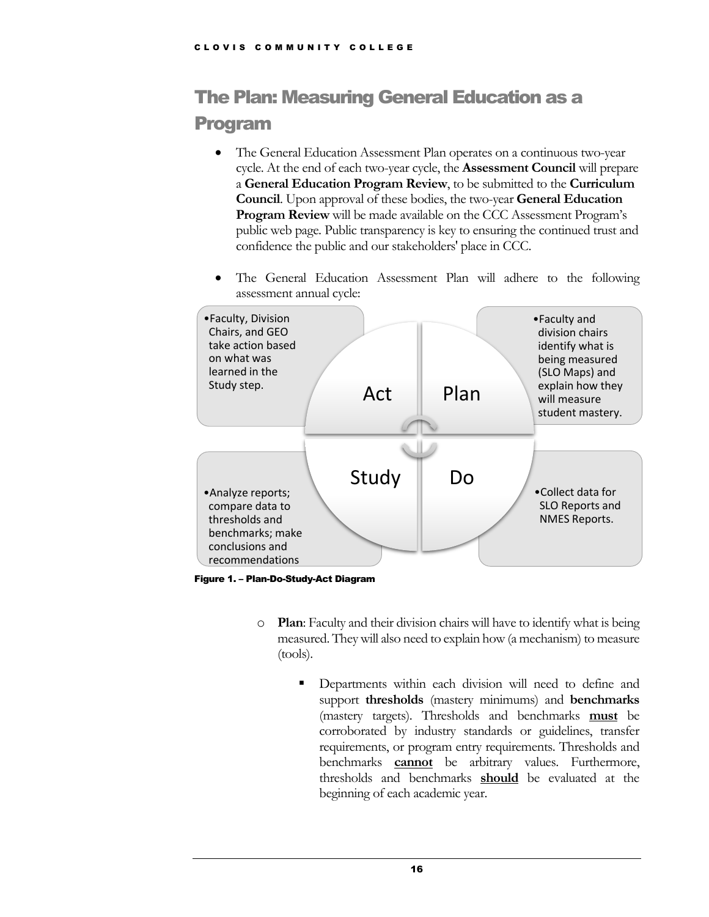## The Plan: Measuring General Education as a Program

- The General Education Assessment Plan operates on a continuous two-year cycle. At the end of each two-year cycle, the **Assessment Council** will prepare a **General Education Program Review**, to be submitted to the **Curriculum Council**. Upon approval of these bodies, the two-year **General Education Program Review** will be made available on the CCC Assessment Program's public web page. Public transparency is key to ensuring the continued trust and confidence the public and our stakeholders' place in CCC.

- The General Education Assessment Plan will adhere to the following assessment annual cycle:

Act
- Faculty, Division Chairs, and GEO take action based on what was learned in the Study step.

Plan
- Faculty and division chairs identify what is being measured (SLO Maps) and explain how they will measure student mastery.

Study
- Analyze reports; compare data to thresholds and benchmarks; make conclusions and recommendations

Do
- Collect data for SLO Reports and NMES Reports.

**Figure 1. – Plan-Do-Study-Act Diagram**

  - **Plan**: Faculty and their division chairs will have to identify what is being measured. They will also need to explain how (a mechanism) to measure (tools).

    - Departments within each division will need to define and support **thresholds** (mastery minimums) and **benchmarks** (mastery targets). Thresholds and benchmarks **<u>must</u>** be corroborated by industry standards or guidelines, transfer requirements, or program entry requirements. Thresholds and benchmarks **<u>cannot</u>** be arbitrary values. Furthermore, thresholds and benchmarks **<u>should</u>** be evaluated at the beginning of each academic year.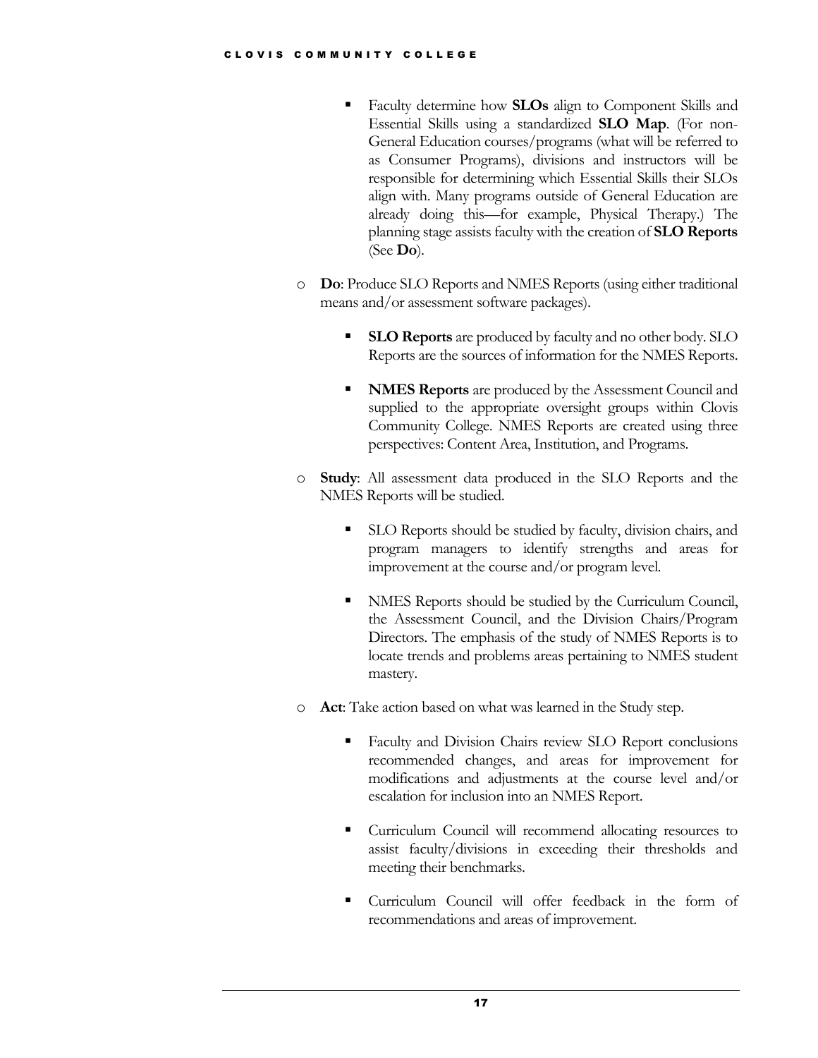- Faculty determine how **SLOs** align to Component Skills and Essential Skills using a standardized **SLO Map**. (For non-General Education courses/programs (what will be referred to as Consumer Programs), divisions and instructors will be responsible for determining which Essential Skills their SLOs align with. Many programs outside of General Education are already doing this—for example, Physical Therapy.) The planning stage assists faculty with the creation of **SLO Reports** (See **Do**).

- **Do**: Produce SLO Reports and NMES Reports (using either traditional means and/or assessment software packages).

    - **SLO Reports** are produced by faculty and no other body. SLO Reports are the sources of information for the NMES Reports.

    - **NMES Reports** are produced by the Assessment Council and supplied to the appropriate oversight groups within Clovis Community College. NMES Reports are created using three perspectives: Content Area, Institution, and Programs.

- **Study**: All assessment data produced in the SLO Reports and the NMES Reports will be studied.

    - SLO Reports should be studied by faculty, division chairs, and program managers to identify strengths and areas for improvement at the course and/or program level.

    - NMES Reports should be studied by the Curriculum Council, the Assessment Council, and the Division Chairs/Program Directors. The emphasis of the study of NMES Reports is to locate trends and problems areas pertaining to NMES student mastery.

- **Act**: Take action based on what was learned in the Study step.

    - Faculty and Division Chairs review SLO Report conclusions recommended changes, and areas for improvement for modifications and adjustments at the course level and/or escalation for inclusion into an NMES Report.

    - Curriculum Council will recommend allocating resources to assist faculty/divisions in exceeding their thresholds and meeting their benchmarks.

    - Curriculum Council will offer feedback in the form of recommendations and areas of improvement.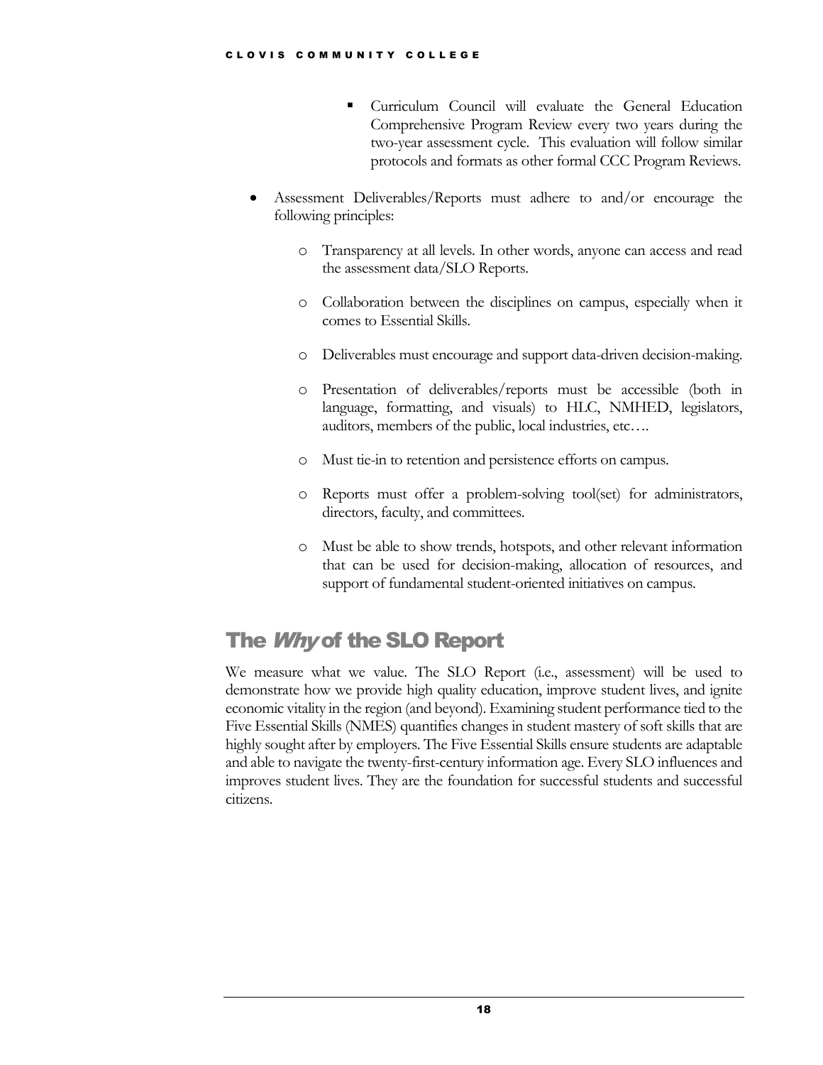- Curriculum Council will evaluate the General Education Comprehensive Program Review every two years during the two-year assessment cycle. This evaluation will follow similar protocols and formats as other formal CCC Program Reviews.

- Assessment Deliverables/Reports must adhere to and/or encourage the following principles:

  - Transparency at all levels. In other words, anyone can access and read the assessment data/SLO Reports.

  - Collaboration between the disciplines on campus, especially when it comes to Essential Skills.

  - Deliverables must encourage and support data-driven decision-making.

  - Presentation of deliverables/reports must be accessible (both in language, formatting, and visuals) to HLC, NMHED, legislators, auditors, members of the public, local industries, etc….

  - Must tie-in to retention and persistence efforts on campus.

  - Reports must offer a problem-solving tool(set) for administrators, directors, faculty, and committees.

  - Must be able to show trends, hotspots, and other relevant information that can be used for decision-making, allocation of resources, and support of fundamental student-oriented initiatives on campus.

## The *Why* of the SLO Report

We measure what we value. The SLO Report (i.e., assessment) will be used to demonstrate how we provide high quality education, improve student lives, and ignite economic vitality in the region (and beyond). Examining student performance tied to the Five Essential Skills (NMES) quantifies changes in student mastery of soft skills that are highly sought after by employers. The Five Essential Skills ensure students are adaptable and able to navigate the twenty-first-century information age. Every SLO influences and improves student lives. They are the foundation for successful students and successful citizens.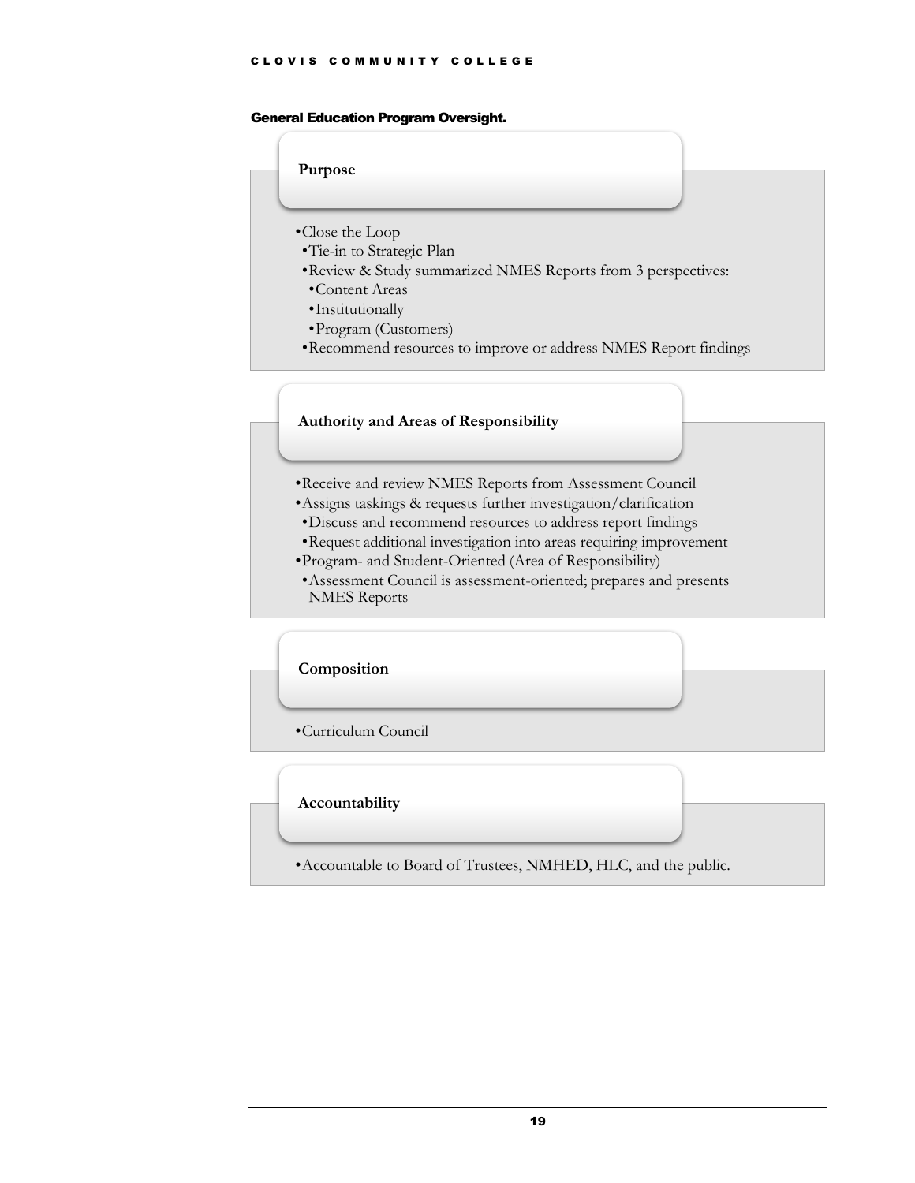### General Education Program Oversight.

**Purpose**

- Close the Loop
  - Tie-in to Strategic Plan
  - Review & Study summarized NMES Reports from 3 perspectives:
    - Content Areas
    - Institutionally
    - Program (Customers)
  - Recommend resources to improve or address NMES Report findings

**Authority and Areas of Responsibility**

- Receive and review NMES Reports from Assessment Council
- Assigns taskings & requests further investigation/clarification
  - Discuss and recommend resources to address report findings
  - Request additional investigation into areas requiring improvement
- Program- and Student-Oriented (Area of Responsibility)
  - Assessment Council is assessment-oriented; prepares and presents NMES Reports

**Composition**

- Curriculum Council

**Accountability**

- Accountable to Board of Trustees, NMHED, HLC, and the public.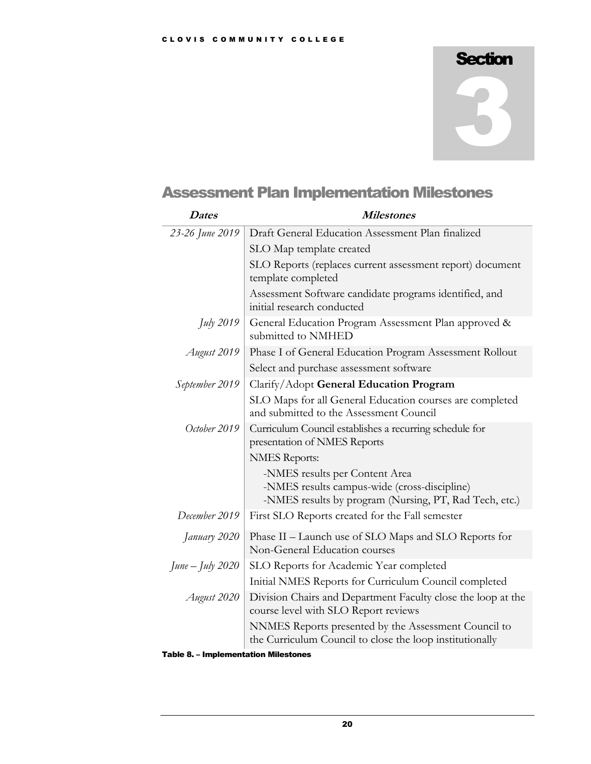# Section 3

## Assessment Plan Implementation Milestones

| *Dates* | *Milestones* |
|---|---|
| *23-26 June 2019* | Draft General Education Assessment Plan finalized |
| | SLO Map template created |
| | SLO Reports (replaces current assessment report) document template completed |
| | Assessment Software candidate programs identified, and initial research conducted |
| *July 2019* | General Education Program Assessment Plan approved & submitted to NMHED |
| *August 2019* | Phase I of General Education Program Assessment Rollout |
| | Select and purchase assessment software |
| *September 2019* | Clarify/Adopt **General Education Program** |
| | SLO Maps for all General Education courses are completed and submitted to the Assessment Council |
| *October 2019* | Curriculum Council establishes a recurring schedule for presentation of NMES Reports |
| | NMES Reports: |
| | -NMES results per Content Area<br>-NMES results campus-wide (cross-discipline)<br>-NMES results by program (Nursing, PT, Rad Tech, etc.) |
| *December 2019* | First SLO Reports created for the Fall semester |
| *January 2020* | Phase II – Launch use of SLO Maps and SLO Reports for Non-General Education courses |
| *June – July 2020* | SLO Reports for Academic Year completed |
| | Initial NMES Reports for Curriculum Council completed |
| *August 2020* | Division Chairs and Department Faculty close the loop at the course level with SLO Report reviews |
| | NNMES Reports presented by the Assessment Council to the Curriculum Council to close the loop institutionally |

**Table 8. – Implementation Milestones**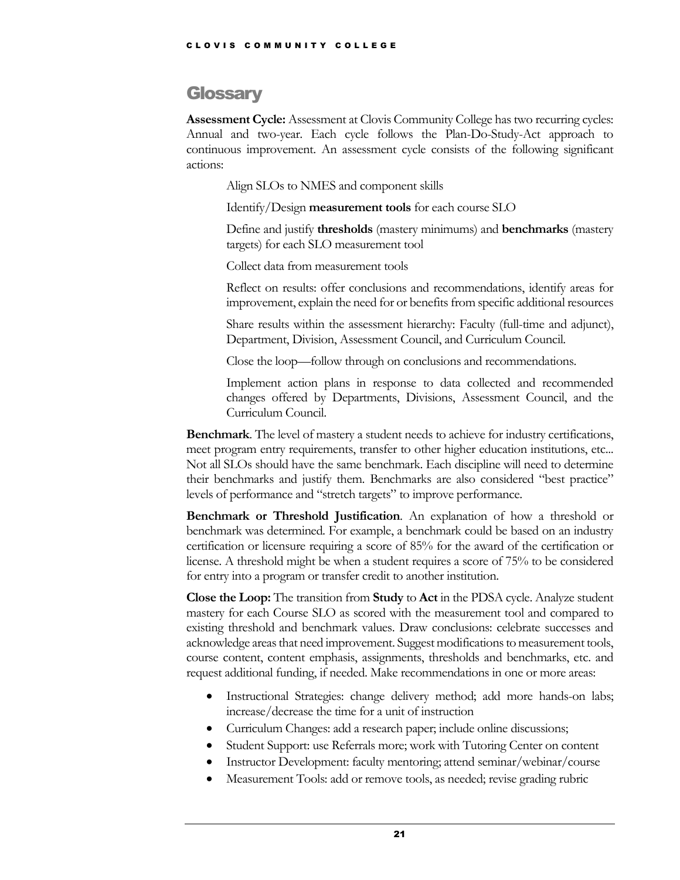## Glossary

**Assessment Cycle:** Assessment at Clovis Community College has two recurring cycles: Annual and two-year. Each cycle follows the Plan-Do-Study-Act approach to continuous improvement. An assessment cycle consists of the following significant actions:

Align SLOs to NMES and component skills

Identify/Design **measurement tools** for each course SLO

Define and justify **thresholds** (mastery minimums) and **benchmarks** (mastery targets) for each SLO measurement tool

Collect data from measurement tools

Reflect on results: offer conclusions and recommendations, identify areas for improvement, explain the need for or benefits from specific additional resources

Share results within the assessment hierarchy: Faculty (full-time and adjunct), Department, Division, Assessment Council, and Curriculum Council.

Close the loop—follow through on conclusions and recommendations.

Implement action plans in response to data collected and recommended changes offered by Departments, Divisions, Assessment Council, and the Curriculum Council.

**Benchmark**. The level of mastery a student needs to achieve for industry certifications, meet program entry requirements, transfer to other higher education institutions, etc... Not all SLOs should have the same benchmark. Each discipline will need to determine their benchmarks and justify them. Benchmarks are also considered "best practice" levels of performance and "stretch targets" to improve performance.

**Benchmark or Threshold Justification**. An explanation of how a threshold or benchmark was determined. For example, a benchmark could be based on an industry certification or licensure requiring a score of 85% for the award of the certification or license. A threshold might be when a student requires a score of 75% to be considered for entry into a program or transfer credit to another institution.

**Close the Loop:** The transition from **Study** to **Act** in the PDSA cycle. Analyze student mastery for each Course SLO as scored with the measurement tool and compared to existing threshold and benchmark values. Draw conclusions: celebrate successes and acknowledge areas that need improvement. Suggest modifications to measurement tools, course content, content emphasis, assignments, thresholds and benchmarks, etc. and request additional funding, if needed. Make recommendations in one or more areas:

- Instructional Strategies: change delivery method; add more hands-on labs; increase/decrease the time for a unit of instruction
- Curriculum Changes: add a research paper; include online discussions;
- Student Support: use Referrals more; work with Tutoring Center on content
- Instructor Development: faculty mentoring; attend seminar/webinar/course
- Measurement Tools: add or remove tools, as needed; revise grading rubric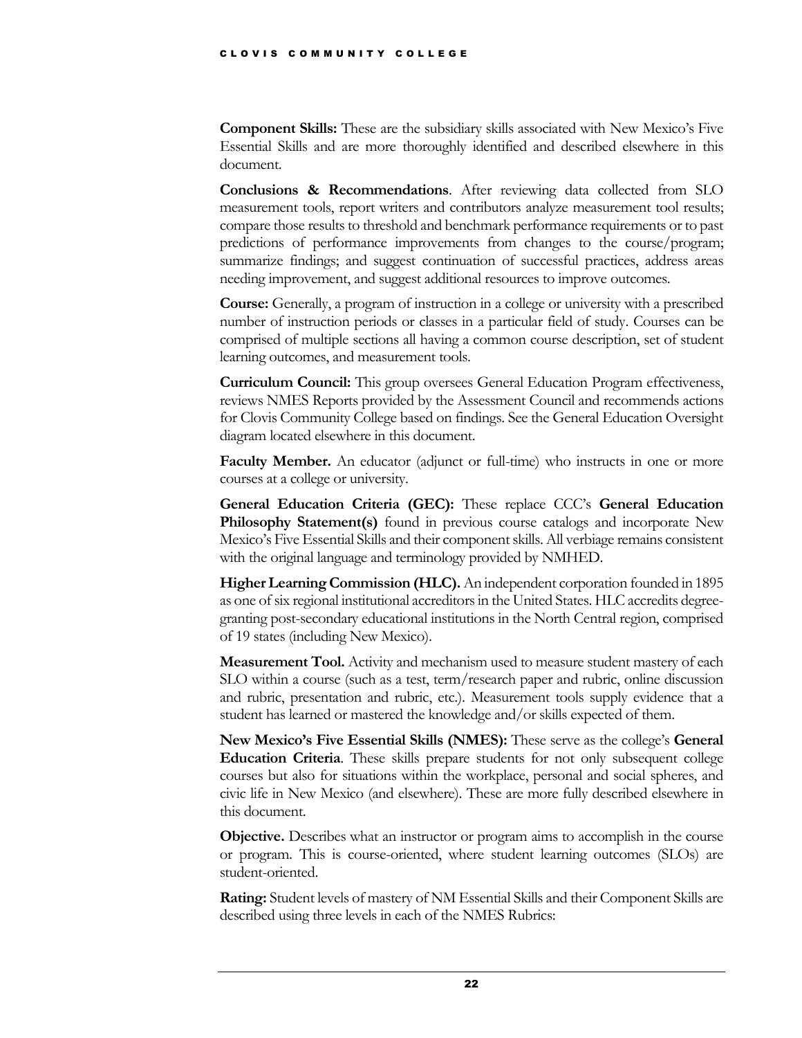**Component Skills:** These are the subsidiary skills associated with New Mexico's Five Essential Skills and are more thoroughly identified and described elsewhere in this document.

**Conclusions & Recommendations**. After reviewing data collected from SLO measurement tools, report writers and contributors analyze measurement tool results; compare those results to threshold and benchmark performance requirements or to past predictions of performance improvements from changes to the course/program; summarize findings; and suggest continuation of successful practices, address areas needing improvement, and suggest additional resources to improve outcomes.

**Course:** Generally, a program of instruction in a college or university with a prescribed number of instruction periods or classes in a particular field of study. Courses can be comprised of multiple sections all having a common course description, set of student learning outcomes, and measurement tools.

**Curriculum Council:** This group oversees General Education Program effectiveness, reviews NMES Reports provided by the Assessment Council and recommends actions for Clovis Community College based on findings. See the General Education Oversight diagram located elsewhere in this document.

**Faculty Member.** An educator (adjunct or full-time) who instructs in one or more courses at a college or university.

**General Education Criteria (GEC):** These replace CCC's **General Education Philosophy Statement(s)** found in previous course catalogs and incorporate New Mexico's Five Essential Skills and their component skills. All verbiage remains consistent with the original language and terminology provided by NMHED.

**Higher Learning Commission (HLC).** An independent corporation founded in 1895 as one of six regional institutional accreditors in the United States. HLC accredits degree-granting post-secondary educational institutions in the North Central region, comprised of 19 states (including New Mexico).

**Measurement Tool.** Activity and mechanism used to measure student mastery of each SLO within a course (such as a test, term/research paper and rubric, online discussion and rubric, presentation and rubric, etc.). Measurement tools supply evidence that a student has learned or mastered the knowledge and/or skills expected of them.

**New Mexico's Five Essential Skills (NMES):** These serve as the college's **General Education Criteria**. These skills prepare students for not only subsequent college courses but also for situations within the workplace, personal and social spheres, and civic life in New Mexico (and elsewhere). These are more fully described elsewhere in this document.

**Objective.** Describes what an instructor or program aims to accomplish in the course or program. This is course-oriented, where student learning outcomes (SLOs) are student-oriented.

**Rating:** Student levels of mastery of NM Essential Skills and their Component Skills are described using three levels in each of the NMES Rubrics: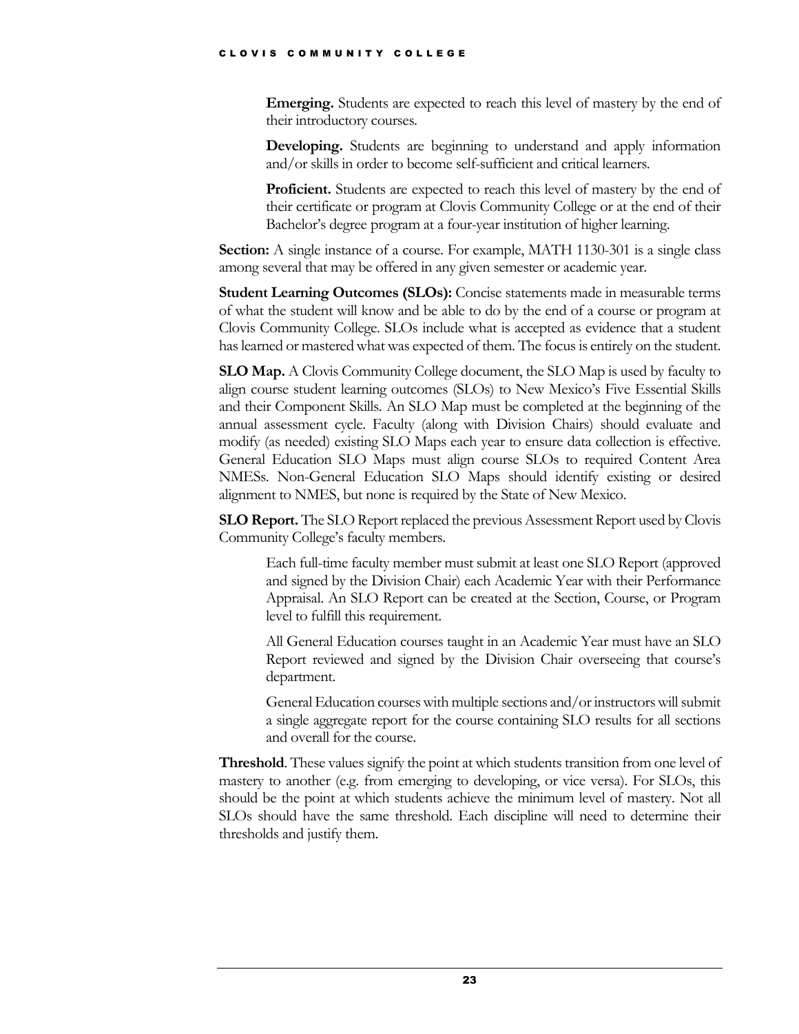**Emerging.** Students are expected to reach this level of mastery by the end of their introductory courses.

**Developing.** Students are beginning to understand and apply information and/or skills in order to become self-sufficient and critical learners.

**Proficient.** Students are expected to reach this level of mastery by the end of their certificate or program at Clovis Community College or at the end of their Bachelor's degree program at a four-year institution of higher learning.

**Section:** A single instance of a course. For example, MATH 1130-301 is a single class among several that may be offered in any given semester or academic year.

**Student Learning Outcomes (SLOs):** Concise statements made in measurable terms of what the student will know and be able to do by the end of a course or program at Clovis Community College. SLOs include what is accepted as evidence that a student has learned or mastered what was expected of them. The focus is entirely on the student.

**SLO Map.** A Clovis Community College document, the SLO Map is used by faculty to align course student learning outcomes (SLOs) to New Mexico's Five Essential Skills and their Component Skills. An SLO Map must be completed at the beginning of the annual assessment cycle. Faculty (along with Division Chairs) should evaluate and modify (as needed) existing SLO Maps each year to ensure data collection is effective. General Education SLO Maps must align course SLOs to required Content Area NMESs. Non-General Education SLO Maps should identify existing or desired alignment to NMES, but none is required by the State of New Mexico.

**SLO Report.** The SLO Report replaced the previous Assessment Report used by Clovis Community College's faculty members.

Each full-time faculty member must submit at least one SLO Report (approved and signed by the Division Chair) each Academic Year with their Performance Appraisal. An SLO Report can be created at the Section, Course, or Program level to fulfill this requirement.

All General Education courses taught in an Academic Year must have an SLO Report reviewed and signed by the Division Chair overseeing that course's department.

General Education courses with multiple sections and/or instructors will submit a single aggregate report for the course containing SLO results for all sections and overall for the course.

**Threshold**. These values signify the point at which students transition from one level of mastery to another (e.g. from emerging to developing, or vice versa). For SLOs, this should be the point at which students achieve the minimum level of mastery. Not all SLOs should have the same threshold. Each discipline will need to determine their thresholds and justify them.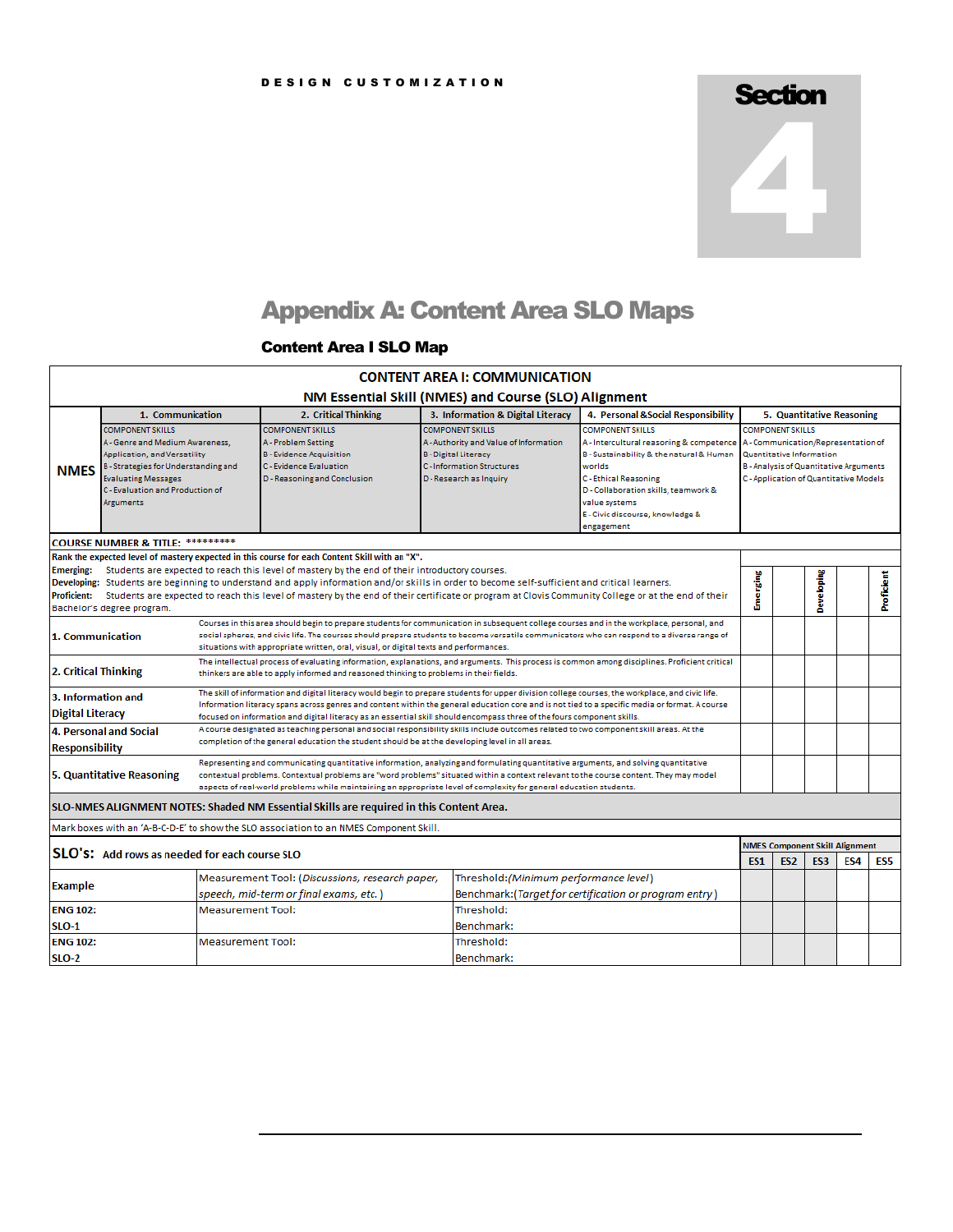DESIGN CUSTOMIZATION

Section 4

# Appendix A: Content Area SLO Maps

## Content Area I SLO Map

**CONTENT AREA I: COMMUNICATION**
**NM Essential Skill (NMES) and Course (SLO) Alignment**

| | 1. Communication | 2. Critical Thinking | 3. Information & Digital Literacy | 4. Personal &Social Responsibility | 5. Quantitative Reasoning |
|---|---|---|---|---|---|
| **NMES** | COMPONENT SKILLS<br>A - Genre and Medium Awareness, Application, and Versatility<br>B - Strategies for Understanding and Evaluating Messages<br>C - Evaluation and Production of Arguments | COMPONENT SKILLS<br>A - Problem Setting<br>B - Evidence Acquisition<br>C - Evidence Evaluation<br>D - Reasoning and Conclusion | COMPONENT SKILLS<br>A - Authority and Value of Information<br>B - Digital Literacy<br>C - Information Structures<br>D - Research as Inquiry | COMPONENT SKILLS<br>A - Intercultural reasoning & competence<br>B - Sustainability & the natural & Human worlds<br>C - Ethical Reasoning<br>D - Collaboration skills, teamwork & value systems<br>E - Civic discourse, knowledge & engagement | COMPONENT SKILLS<br>A - Communication/Representation of Quantitative Information<br>B - Analysis of Quantitative Arguments<br>C - Application of Quantitative Models |

**COURSE NUMBER & TITLE:** *********

**Rank the expected level of mastery expected in this course for each Content Skill with an "X".**

**Emerging:** Students are expected to reach this level of mastery by the end of their introductory courses.
**Developing:** Students are beginning to understand and apply information and/or skills in order to become self-sufficient and critical learners.
**Proficient:** Students are expected to reach this level of mastery by the end of their certificate or program at Clovis Community College or at the end of their Bachelor's degree program.

| | | Emerging | | Developing | | Proficient |
|---|---|---|---|---|---|---|
| **1. Communication** | Courses in this area should begin to prepare students for communication in subsequent college courses and in the workplace, personal, and social spheres, and civic life. The courses should prepare students to become versatile communicators who can respond to a diverse range of situations with appropriate written, oral, visual, or digital texts and performances. | | | | | |
| **2. Critical Thinking** | The intellectual process of evaluating information, explanations, and arguments. This process is common among disciplines. Proficient critical thinkers are able to apply informed and reasoned thinking to problems in their fields. | | | | | |
| **3. Information and Digital Literacy** | The skill of information and digital literacy would begin to prepare students for upper division college courses, the workplace, and civic life. Information literacy spans across genres and content within the general education core and is not tied to a specific media or format. A course focused on information and digital literacy as an essential skill should encompass three of the fours component skills. | | | | | |
| **4. Personal and Social Responsibility** | A course designated as teaching personal and social responsibility skills include outcomes related to two component skill areas. At the completion of the general education the student should be at the developing level in all areas. | | | | | |
| **5. Quantitative Reasoning** | Representing and communicating quantitative information, analyzing and formulating quantitative arguments, and solving quantitative contextual problems. Contextual problems are "word problems" situated within a context relevant to the course content. They may model aspects of real-world problems while maintaining an appropriate level of complexity for general education students. | | | | | |

**SLO-NMES ALIGNMENT NOTES: Shaded NM Essential Skills are required in this Content Area.**

Mark boxes with an 'A-B-C-D-E' to show the SLO association to an NMES Component Skill.

| **SLO's:** Add rows as needed for each course SLO | | | NMES Component Skill Alignment | | | | |
|---|---|---|---|---|---|---|---|
| | | | ES1 | ES2 | ES3 | ES4 | ES5 |
| **Example** | Measurement Tool: *(Discussions, research paper, speech, mid-term or final exams, etc.)* | Threshold: *(Minimum performance level)*<br>Benchmark: *(Target for certification or program entry)* | | | | | |
| **ENG 102: SLO-1** | Measurement Tool: | Threshold:<br>Benchmark: | | | | | |
| **ENG 102: SLO-2** | Measurement Tool: | Threshold:<br>Benchmark: | | | | | |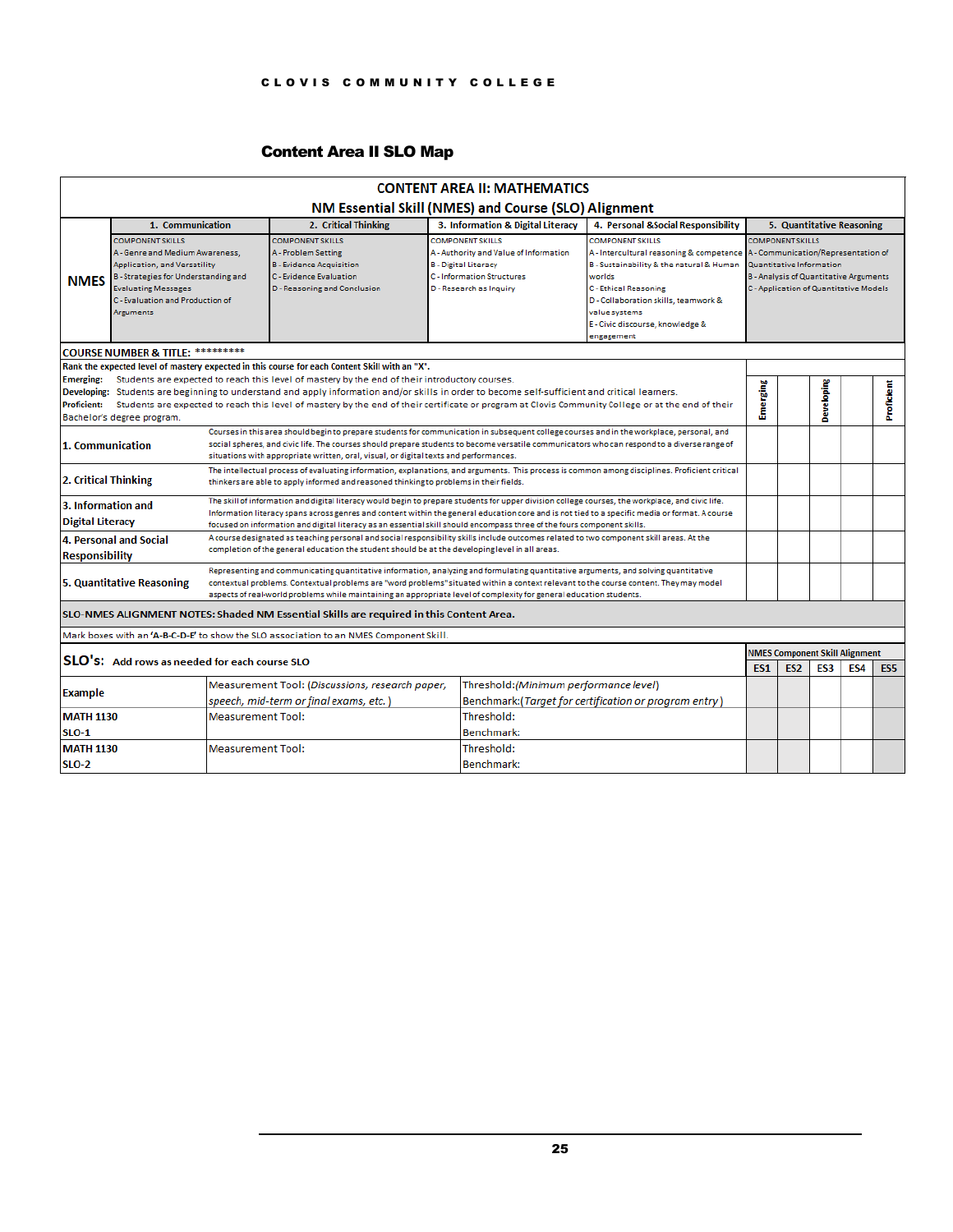CLOVIS COMMUNITY COLLEGE

## Content Area II SLO Map

| CONTENT AREA II: MATHEMATICS<br>NM Essential Skill (NMES) and Course (SLO) Alignment | | | | | |
|---|---|---|---|---|---|
| NMES | 1. Communication | 2. Critical Thinking | 3. Information & Digital Literacy | 4. Personal &Social Responsibility | 5. Quantitative Reasoning |
| | COMPONENT SKILLS<br>A - Genre and Medium Awareness, Application, and Versatility<br>B - Strategies for Understanding and Evaluating Messages<br>C - Evaluation and Production of Arguments | COMPONENT SKILLS<br>A - Problem Setting<br>B - Evidence Acquisition<br>C - Evidence Evaluation<br>D - Reasoning and Conclusion | COMPONENT SKILLS<br>A - Authority and Value of Information<br>B - Digital Literacy<br>C - Information Structures<br>D - Research as Inquiry | COMPONENT SKILLS<br>A - Intercultural reasoning & competence<br>B - Sustainability & the natural & Human worlds<br>C - Ethical Reasoning<br>D - Collaboration skills, teamwork & value systems<br>E - Civic discourse, knowledge & engagement | COMPONENT SKILLS<br>A - Communication/Representation of Quantitative Information<br>B - Analysis of Quantitative Arguments<br>C - Application of Quantitative Models |

**COURSE NUMBER & TITLE:** *********

**Rank the expected level of mastery expected in this course for each Content Skill with an "X".**

**Emerging:** Students are expected to reach this level of mastery by the end of their introductory courses.
**Developing:** Students are beginning to understand and apply information and/or skills in order to become self-sufficient and critical learners.
**Proficient:** Students are expected to reach this level of mastery by the end of their certificate or program at Clovis Community College or at the end of their Bachelor's degree program.

| | | Emerging | | Developing | | Proficient |
|---|---|---|---|---|---|---|
| **1. Communication** | Courses in this area should begin to prepare students for communication in subsequent college courses and in the workplace, personal, and social spheres, and civic life. The courses should prepare students to become versatile communicators who can respond to a diverse range of situations with appropriate written, oral, visual, or digital texts and performances. | | | | | |
| **2. Critical Thinking** | The intellectual process of evaluating information, explanations, and arguments. This process is common among disciplines. Proficient critical thinkers are able to apply informed and reasoned thinking to problems in their fields. | | | | | |
| **3. Information and Digital Literacy** | The skill of information and digital literacy would begin to prepare students for upper division college courses, the workplace, and civic life. Information literacy spans across genres and content within the general education core and is not tied to a specific media or format. A course focused on information and digital literacy as an essential skill should encompass three of the fours component skills. | | | | | |
| **4. Personal and Social Responsibility** | A course designated as teaching personal and social responsibility skills include outcomes related to two component skill areas. At the completion of the general education the student should be at the developing level in all areas. | | | | | |
| **5. Quantitative Reasoning** | Representing and communicating quantitative information, analyzing and formulating quantitative arguments, and solving quantitative contextual problems. Contextual problems are "word problems" situated within a context relevant to the course content. They may model aspects of real-world problems while maintaining an appropriate level of complexity for general education students. | | | | | |

**SLO-NMES ALIGNMENT NOTES: Shaded NM Essential Skills are required in this Content Area.**

Mark boxes with an **'A-B-C-D-E'** to show the SLO association to an NMES Component Skill.

| **SLO's:** **Add rows as needed for each course SLO** | | | NMES Component Skill Alignment | | | | |
|---|---|---|---|---|---|---|---|
| | | | ES1 | ES2 | ES3 | ES4 | ES5 |
| **Example** | Measurement Tool: *(Discussions, research paper, speech, mid-term or final exams, etc.)* | Threshold: *(Minimum performance level)*<br>Benchmark: *(Target for certification or program entry)* | | | | | |
| **MATH 1130 SLO-1** | Measurement Tool: | Threshold:<br>Benchmark: | | | | | |
| **MATH 1130 SLO-2** | Measurement Tool: | Threshold:<br>Benchmark: | | | | | |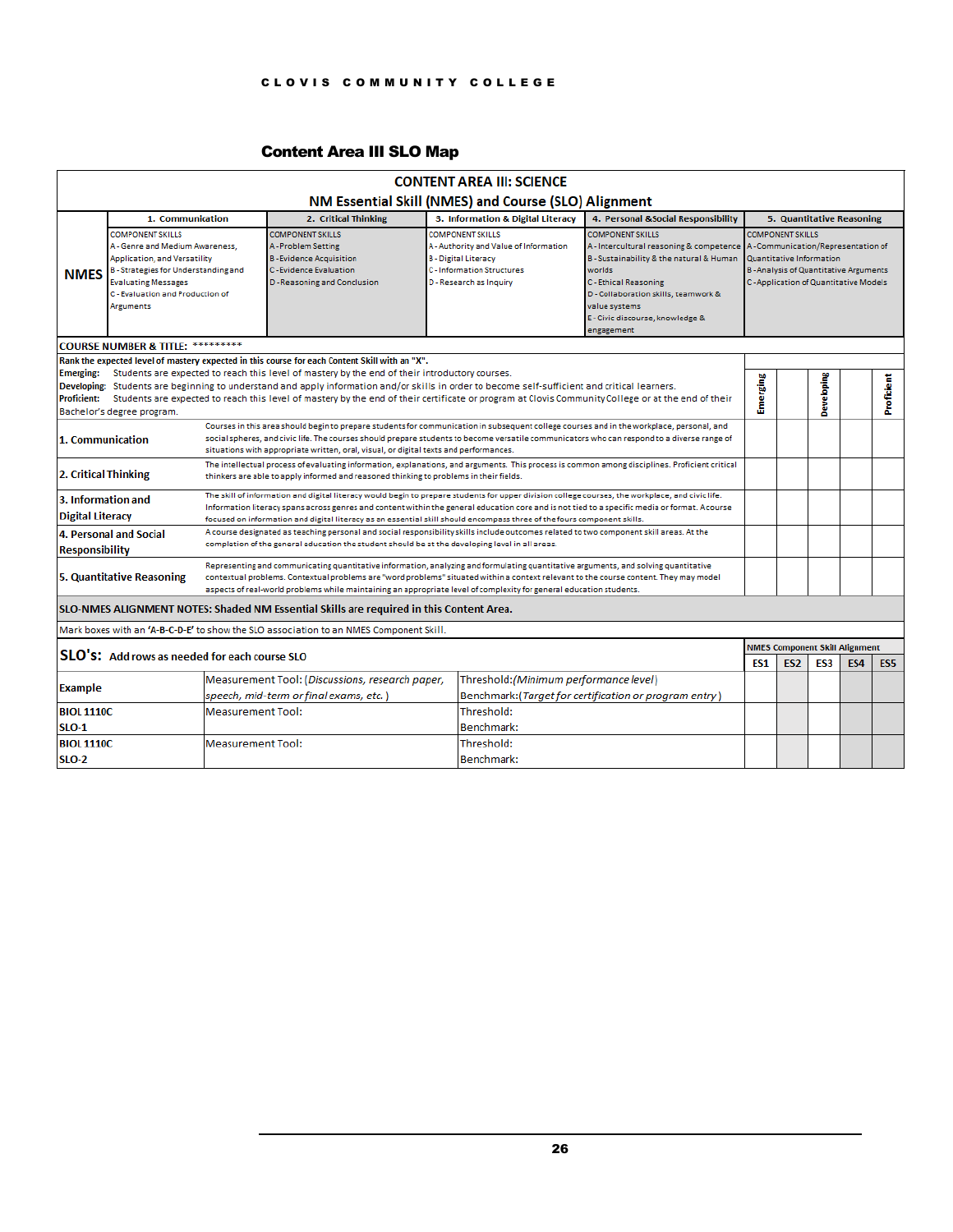CLOVIS COMMUNITY COLLEGE

## Content Area III SLO Map

**CONTENT AREA III: SCIENCE**

**NM Essential Skill (NMES) and Course (SLO) Alignment**

| NMES | 1. Communication | 2. Critical Thinking | 3. Information & Digital Literacy | 4. Personal &Social Responsibility | 5. Quantitative Reasoning |
|---|---|---|---|---|---|
| | COMPONENT SKILLS<br>A - Genre and Medium Awareness, Application, and Versatility<br>B - Strategies for Understanding and Evaluating Messages<br>C - Evaluation and Production of Arguments | COMPONENT SKILLS<br>A - Problem Setting<br>B - Evidence Acquisition<br>C - Evidence Evaluation<br>D - Reasoning and Conclusion | COMPONENT SKILLS<br>A - Authority and Value of Information<br>B - Digital Literacy<br>C - Information Structures<br>D - Research as Inquiry | COMPONENT SKILLS<br>A - Intercultural reasoning & competence<br>B - Sustainability & the natural & Human worlds<br>C - Ethical Reasoning<br>D - Collaboration skills, teamwork & value systems<br>E - Civic discourse, knowledge & engagement | COMPONENT SKILLS<br>A - Communication/Representation of Quantitative Information<br>B - Analysis of Quantitative Arguments<br>C - Application of Quantitative Models |

**COURSE NUMBER & TITLE:** *********

**Rank the expected level of mastery expected in this course for each Content Skill with an "X".**

**Emerging:** Students are expected to reach this level of mastery by the end of their introductory courses.
**Developing:** Students are beginning to understand and apply information and/or skills in order to become self-sufficient and critical learners.
**Proficient:** Students are expected to reach this level of mastery by the end of their certificate or program at Clovis Community College or at the end of their Bachelor's degree program.

| Skill | Description | Emerging | | Developing | | Proficient |
|---|---|---|---|---|---|---|
| **1. Communication** | Courses in this area should begin to prepare students for communication in subsequent college courses and in the workplace, personal, and social spheres, and civic life. The courses should prepare students to become versatile communicators who can respond to a diverse range of situations with appropriate written, oral, visual, or digital texts and performances. | | | | | |
| **2. Critical Thinking** | The intellectual process of evaluating information, explanations, and arguments. This process is common among disciplines. Proficient critical thinkers are able to apply informed and reasoned thinking to problems in their fields. | | | | | |
| **3. Information and Digital Literacy** | The skill of information and digital literacy would begin to prepare students for upper division college courses, the workplace, and civic life. Information literacy spans across genres and content within the general education core and is not tied to a specific media or format. A course focused on information and digital literacy as an essential skill should encompass three of the fours component skills. | | | | | |
| **4. Personal and Social Responsibility** | A course designated as teaching personal and social responsibility skills include outcomes related to two component skill areas. At the completion of the general education the student should be at the developing level in all areas. | | | | | |
| **5. Quantitative Reasoning** | Representing and communicating quantitative information, analyzing and formulating quantitative arguments, and solving quantitative contextual problems. Contextual problems are "word problems" situated within a context relevant to the course content. They may model aspects of real-world problems while maintaining an appropriate level of complexity for general education students. | | | | | |

**SLO-NMES ALIGNMENT NOTES: Shaded NM Essential Skills are required in this Content Area.**

Mark boxes with an **'A-B-C-D-E'** to show the SLO association to an NMES Component Skill.

| **SLO's:** Add rows as needed for each course SLO | | | ES1 | ES2 | ES3 | ES4 | ES5 |
|---|---|---|---|---|---|---|---|
| **Example** | Measurement Tool: *(Discussions, research paper, speech, mid-term or final exams, etc.)* | Threshold: *(Minimum performance level)*<br>Benchmark: *(Target for certification or program entry)* | | | | | |
| **BIOL 1110C SLO-1** | Measurement Tool: | Threshold:<br>Benchmark: | | | | | |
| **BIOL 1110C SLO-2** | Measurement Tool: | Threshold:<br>Benchmark: | | | | | |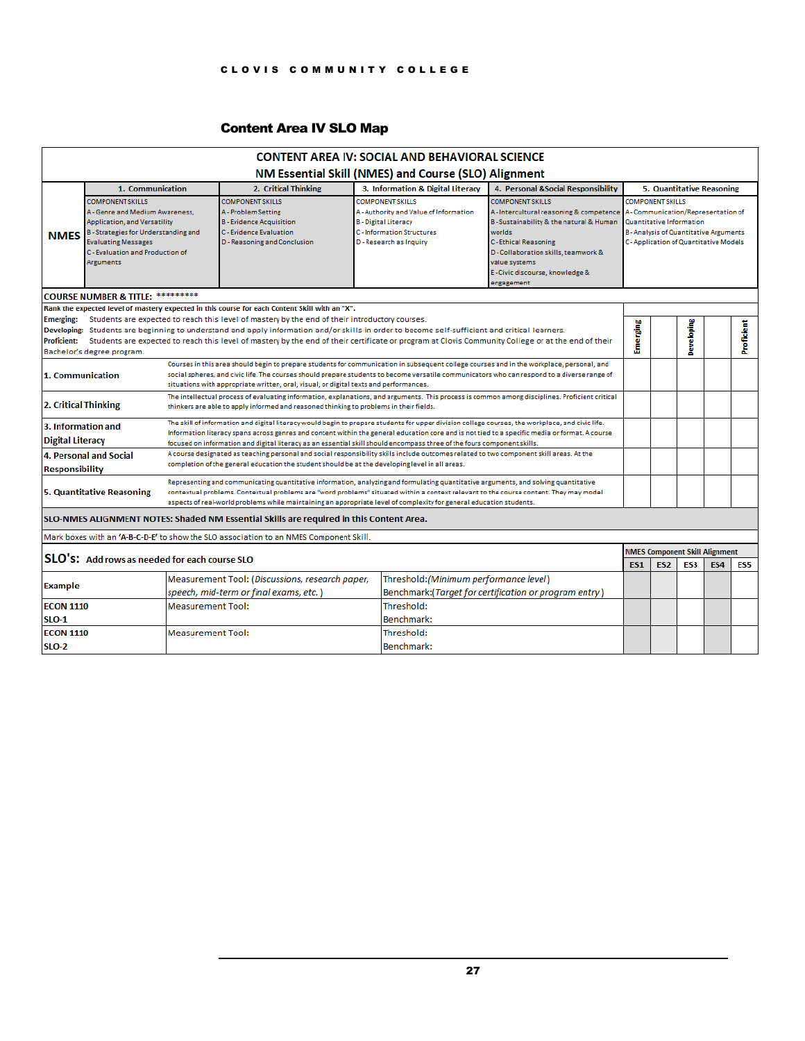# Content Area IV SLO Map

**CONTENT AREA IV: SOCIAL AND BEHAVIORAL SCIENCE**
**NM Essential Skill (NMES) and Course (SLO) Alignment**

| NMES | 1. Communication | 2. Critical Thinking | 3. Information & Digital Literacy | 4. Personal &Social Responsibility | 5. Quantitative Reasoning |
|---|---|---|---|---|---|
| | COMPONENT SKILLS<br>A - Genre and Medium Awareness, Application, and Versatility<br>B - Strategies for Understanding and Evaluating Messages<br>C - Evaluation and Production of Arguments | COMPONENT SKILLS<br>A - Problem Setting<br>B - Evidence Acquisition<br>C - Evidence Evaluation<br>D - Reasoning and Conclusion | COMPONENT SKILLS<br>A - Authority and Value of Information<br>B - Digital Literacy<br>C - Information Structures<br>D - Research as Inquiry | COMPONENT SKILLS<br>A - Intercultural reasoning & competence<br>B - Sustainability & the natural & Human worlds<br>C - Ethical Reasoning<br>D - Collaboration skills, teamwork & value systems<br>E - Civic discourse, knowledge & engagement | COMPONENT SKILLS<br>A - Communication/Representation of Quantitative Information<br>B - Analysis of Quantitative Arguments<br>C - Application of Quantitative Models |

**COURSE NUMBER & TITLE:** *********

**Rank the expected level of mastery expected in this course for each Content Skill with an "X".**

**Emerging:** Students are expected to reach this level of mastery by the end of their introductory courses.
**Developing:** Students are beginning to understand and apply information and/or skills in order to become self-sufficient and critical learners.
**Proficient:** Students are expected to reach this level of mastery by the end of their certificate or program at Clovis Community College or at the end of their Bachelor's degree program.

| Skill | Description | Emerging | | Developing | | Proficient |
|---|---|---|---|---|---|---|
| **1. Communication** | Courses in this area should begin to prepare students for communication in subsequent college courses and in the workplace, personal, and social spheres, and civic life. The courses should prepare students to become versatile communicators who can respond to a diverse range of situations with appropriate written, oral, visual, or digital texts and performances. | | | | | |
| **2. Critical Thinking** | The intellectual process of evaluating information, explanations, and arguments. This process is common among disciplines. Proficient critical thinkers are able to apply informed and reasoned thinking to problems in their fields. | | | | | |
| **3. Information and Digital Literacy** | The skill of information and digital literacy would begin to prepare students for upper division college courses, the workplace, and civic life. Information literacy spans across genres and content within the general education core and is not tied to a specific media or format. A course focused on information and digital literacy as an essential skill should encompass three of the fours component skills. | | | | | |
| **4. Personal and Social Responsibility** | A course designated as teaching personal and social responsibility skills include outcomes related to two component skill areas. At the completion of the general education the student should be at the developing level in all areas. | | | | | |
| **5. Quantitative Reasoning** | Representing and communicating quantitative information, analyzing and formulating quantitative arguments, and solving quantitative contextual problems. Contextual problems are "word problems" situated within a context relevant to the course content. They may model aspects of real-world problems while maintaining an appropriate level of complexity for general education students. | | | | | |

**SLO-NMES ALIGNMENT NOTES: Shaded NM Essential Skills are required in this Content Area.**

Mark boxes with an **'A-B-C-D-E'** to show the SLO association to an NMES Component Skill.

| **SLO's: Add rows as needed for each course SLO** | | | ES1 | ES2 | ES3 | ES4 | ES5 |
|---|---|---|---|---|---|---|---|
| **Example** | Measurement Tool: (*Discussions, research paper, speech, mid-term or final exams, etc.*) | Threshold:(*Minimum performance level*)<br>Benchmark:(*Target for certification or program entry*) | | | | | |
| **ECON 1110 SLO-1** | Measurement Tool: | Threshold:<br>Benchmark: | | | | | |
| **ECON 1110 SLO-2** | Measurement Tool: | Threshold:<br>Benchmark: | | | | | |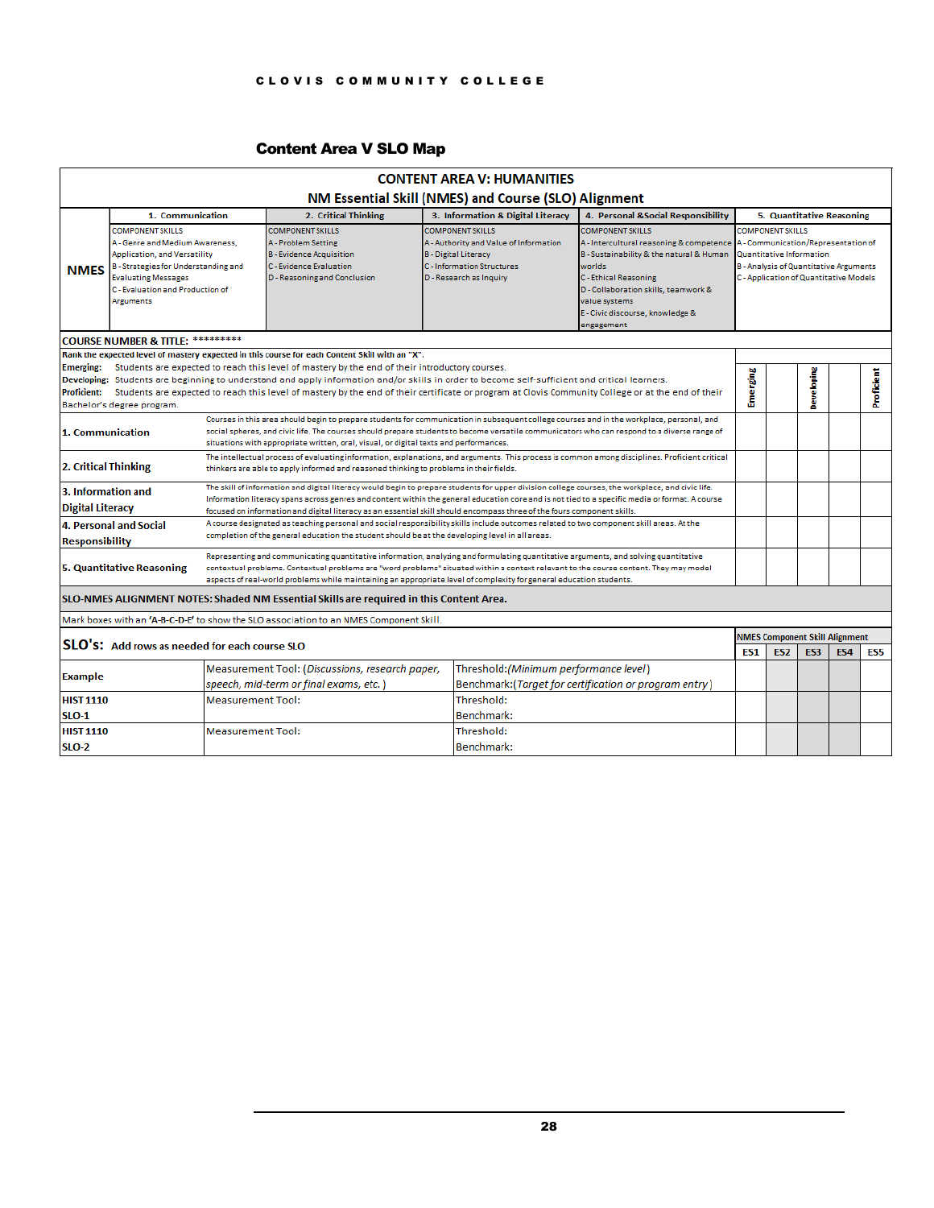CLOVIS COMMUNITY COLLEGE

## Content Area V SLO Map

### CONTENT AREA V: HUMANITIES
### NM Essential Skill (NMES) and Course (SLO) Alignment

| NMES | 1. Communication | 2. Critical Thinking | 3. Information & Digital Literacy | 4. Personal &Social Responsibility | 5. Quantitative Reasoning |
|---|---|---|---|---|---|
| | COMPONENT SKILLS<br>A - Genre and Medium Awareness, Application, and Versatility<br>B - Strategies for Understanding and Evaluating Messages<br>C - Evaluation and Production of Arguments | COMPONENT SKILLS<br>A - Problem Setting<br>B - Evidence Acquisition<br>C - Evidence Evaluation<br>D - Reasoning and Conclusion | COMPONENT SKILLS<br>A - Authority and Value of Information<br>B - Digital Literacy<br>C - Information Structures<br>D - Research as Inquiry | COMPONENT SKILLS<br>A - Intercultural reasoning & competence<br>B - Sustainability & the natural & Human worlds<br>C - Ethical Reasoning<br>D - Collaboration skills, teamwork & value systems<br>E - Civic discourse, knowledge & engagement | COMPONENT SKILLS<br>A - Communication/Representation of Quantitative Information<br>B - Analysis of Quantitative Arguments<br>C - Application of Quantitative Models |

**COURSE NUMBER & TITLE:** *********

**Rank the expected level of mastery expected in this course for each Content Skill with an "X".**

**Emerging:** Students are expected to reach this level of mastery by the end of their introductory courses.
**Developing:** Students are beginning to understand and apply information and/or skills in order to become self-sufficient and critical learners.
**Proficient:** Students are expected to reach this level of mastery by the end of their certificate or program at Clovis Community College or at the end of their Bachelor's degree program.

| Skill | Description | Emerging | | Developing | | Proficient |
|---|---|---|---|---|---|---|
| 1. Communication | Courses in this area should begin to prepare students for communication in subsequent college courses and in the workplace, personal, and social spheres, and civic life. The courses should prepare students to become versatile communicators who can respond to a diverse range of situations with appropriate written, oral, visual, or digital texts and performances. | | | | | |
| 2. Critical Thinking | The intellectual process of evaluating information, explanations, and arguments. This process is common among disciplines. Proficient critical thinkers are able to apply informed and reasoned thinking to problems in their fields. | | | | | |
| 3. Information and Digital Literacy | The skill of information and digital literacy would begin to prepare students for upper division college courses, the workplace, and civic life. Information literacy spans across genres and content within the general education core and is not tied to a specific media or format. A course focused on information and digital literacy as an essential skill should encompass three of the fours component skills. | | | | | |
| 4. Personal and Social Responsibility | A course designated as teaching personal and social responsibility skills include outcomes related to two component skill areas. At the completion of the general education the student should be at the developing level in all areas. | | | | | |
| 5. Quantitative Reasoning | Representing and communicating quantitative information, analyzing and formulating quantitative arguments, and solving quantitative contextual problems. Contextual problems are "word problems" situated within a context relevant to the course content. They may model aspects of real-world problems while maintaining an appropriate level of complexity for general education students. | | | | | |

**SLO-NMES ALIGNMENT NOTES: Shaded NM Essential Skills are required in this Content Area.**

Mark boxes with an **'A-B-C-D-E'** to show the SLO association to an NMES Component Skill.

| SLO's: Add rows as needed for each course SLO | | | NMES Component Skill Alignment | | | | |
|---|---|---|---|---|---|---|---|
| | | | ES1 | ES2 | ES3 | ES4 | ES5 |
| Example | Measurement Tool: (*Discussions, research paper, speech, mid-term or final exams, etc.*) | Threshold:(*Minimum performance level*)<br>Benchmark:(*Target for certification or program entry*) | | | | | |
| HIST 1110<br>SLO-1 | Measurement Tool: | Threshold:<br>Benchmark: | | | | | |
| HIST 1110<br>SLO-2 | Measurement Tool: | Threshold:<br>Benchmark: | | | | | |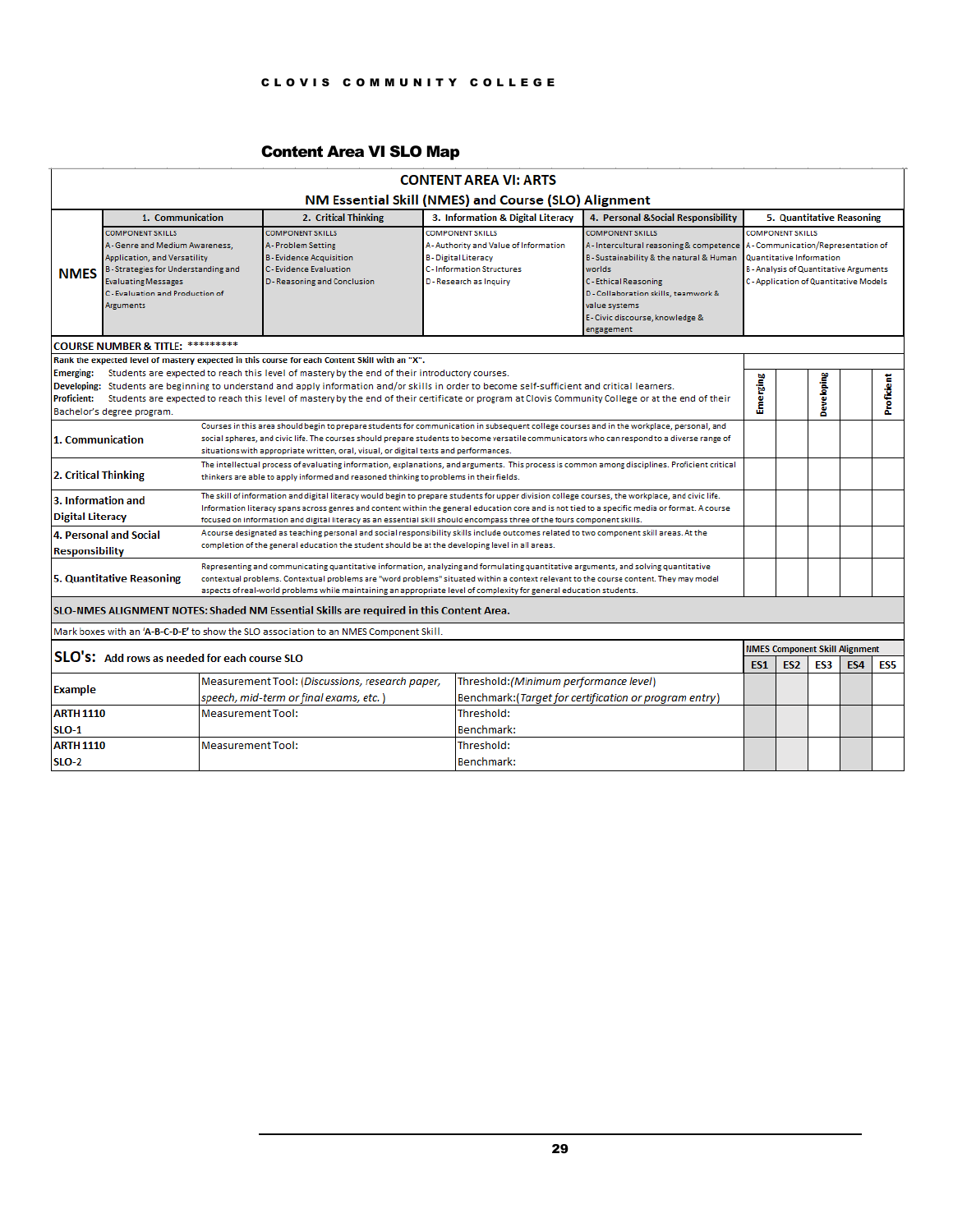CLOVIS COMMUNITY COLLEGE

## Content Area VI SLO Map

| CONTENT AREA VI: ARTS<br>NM Essential Skill (NMES) and Course (SLO) Alignment | | | | | |
|---|---|---|---|---|---|
| | 1. Communication | 2. Critical Thinking | 3. Information & Digital Literacy | 4. Personal &Social Responsibility | 5. Quantitative Reasoning |
| **NMES** | COMPONENT SKILLS<br>A - Genre and Medium Awareness, Application, and Versatility<br>B - Strategies for Understanding and Evaluating Messages<br>C - Evaluation and Production of Arguments | COMPONENT SKILLS<br>A - Problem Setting<br>B - Evidence Acquisition<br>C - Evidence Evaluation<br>D - Reasoning and Conclusion | COMPONENT SKILLS<br>A - Authority and Value of Information<br>B - Digital Literacy<br>C - Information Structures<br>D - Research as Inquiry | COMPONENT SKILLS<br>A - Intercultural reasoning & competence<br>B - Sustainability & the natural & Human worlds<br>C - Ethical Reasoning<br>D - Collaboration skills, teamwork & value systems<br>E - Civic discourse, knowledge & engagement | COMPONENT SKILLS<br>A - Communication/Representation of Quantitative Information<br>B - Analysis of Quantitative Arguments<br>C - Application of Quantitative Models |

**COURSE NUMBER & TITLE:** *********

| | | | | | | |
|---|---|---|---|---|---|---|
| **Rank the expected level of mastery expected in this course for each Content Skill with an "X".**<br>**Emerging:** Students are expected to reach this level of mastery by the end of their introductory courses.<br>**Developing:** Students are beginning to understand and apply information and/or skills in order to become self-sufficient and critical learners.<br>**Proficient:** Students are expected to reach this level of mastery by the end of their certificate or program at Clovis Community College or at the end of their Bachelor's degree program. | | **Emerging** | | **Developing** | | **Proficient** |
| **1. Communication** | Courses in this area should begin to prepare students for communication in subsequent college courses and in the workplace, personal, and social spheres, and civic life. The courses should prepare students to become versatile communicators who can respond to a diverse range of situations with appropriate written, oral, visual, or digital texts and performances. | | | | | |
| **2. Critical Thinking** | The intellectual process of evaluating information, explanations, and arguments. This process is common among disciplines. Proficient critical thinkers are able to apply informed and reasoned thinking to problems in their fields. | | | | | |
| **3. Information and Digital Literacy** | The skill of information and digital literacy would begin to prepare students for upper division college courses, the workplace, and civic life. Information literacy spans across genres and content within the general education core and is not tied to a specific media or format. A course focused on information and digital literacy as an essential skill should encompass three of the fours component skills. | | | | | |
| **4. Personal and Social Responsibility** | A course designated as teaching personal and social responsibility skills include outcomes related to two component skill areas. At the completion of the general education the student should be at the developing level in all areas. | | | | | |
| **5. Quantitative Reasoning** | Representing and communicating quantitative information, analyzing and formulating quantitative arguments, and solving quantitative contextual problems. Contextual problems are "word problems" situated within a context relevant to the course content. They may model aspects of real-world problems while maintaining an appropriate level of complexity for general education students. | | | | | |

**SLO-NMES ALIGNMENT NOTES: Shaded NM Essential Skills are required in this Content Area.**

Mark boxes with an **'A-B-C-D-E'** to show the SLO association to an NMES Component Skill.

| **SLO's:** Add rows as needed for each course SLO | | | NMES Component Skill Alignment | | | | |
|---|---|---|---|---|---|---|---|
| | | | **ES1** | **ES2** | **ES3** | **ES4** | **ES5** |
| **Example** | Measurement Tool: (*Discussions, research paper, speech, mid-term or final exams, etc.*) | Threshold:(*Minimum performance level*)<br>Benchmark:(*Target for certification or program entry*) | | | | | |
| **ARTH 1110 SLO-1** | Measurement Tool: | Threshold:<br>Benchmark: | | | | | |
| **ARTH 1110 SLO-2** | Measurement Tool: | Threshold:<br>Benchmark: | | | | | |